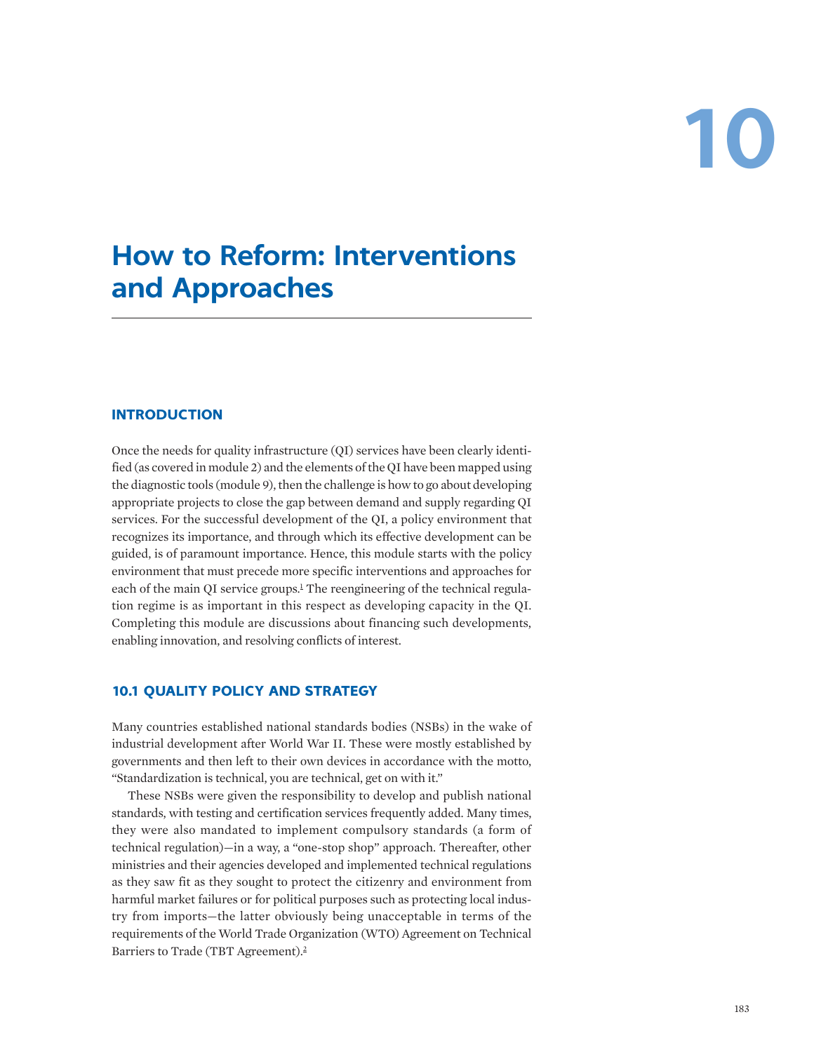# 10

# How to Reform: Interventions and Approaches

## INTRODUCTION

Once the needs for quality infrastructure (QI) services have been clearly identified (as covered in module 2) and the elements of the QI have been mapped using the diagnostic tools (module 9), then the challenge is how to go about developing appropriate projects to close the gap between demand and supply regarding QI services. For the successful development of the QI, a policy environment that recognizes its importance, and through which its effective development can be guided, is of paramount importance. Hence, this module starts with the policy environment that must precede more specific interventions and approaches for each of the main QI service groups.[1] The reengineering of the technical regulation regime is as important in this respect as developing capacity in the QI. Completing this module are discussions about financing such developments, enabling innovation, and resolving conflicts of interest.

## 10.1 QUALITY POLICY AND STRATEGY

Many countries established national standards bodies (NSBs) in the wake of industrial development after World War II. These were mostly established by governments and then left to their own devices in accordance with the motto, "Standardization is technical, you are technical, get on with it."

These NSBs were given the responsibility to develop and publish national standards, with testing and certification services frequently added. Many times, they were also mandated to implement compulsory standards (a form of technical regulation)—in a way, a "one-stop shop" approach. Thereafter, other ministries and their agencies developed and implemented technical regulations as they saw fit as they sought to protect the citizenry and environment from harmful market failures or for political purposes such as protecting local industry from imports—the latter obviously being unacceptable in terms of the requirements of the World Trade Organization (WTO) Agreement on Technical Barriers to Trade (TBT Agreement).[2]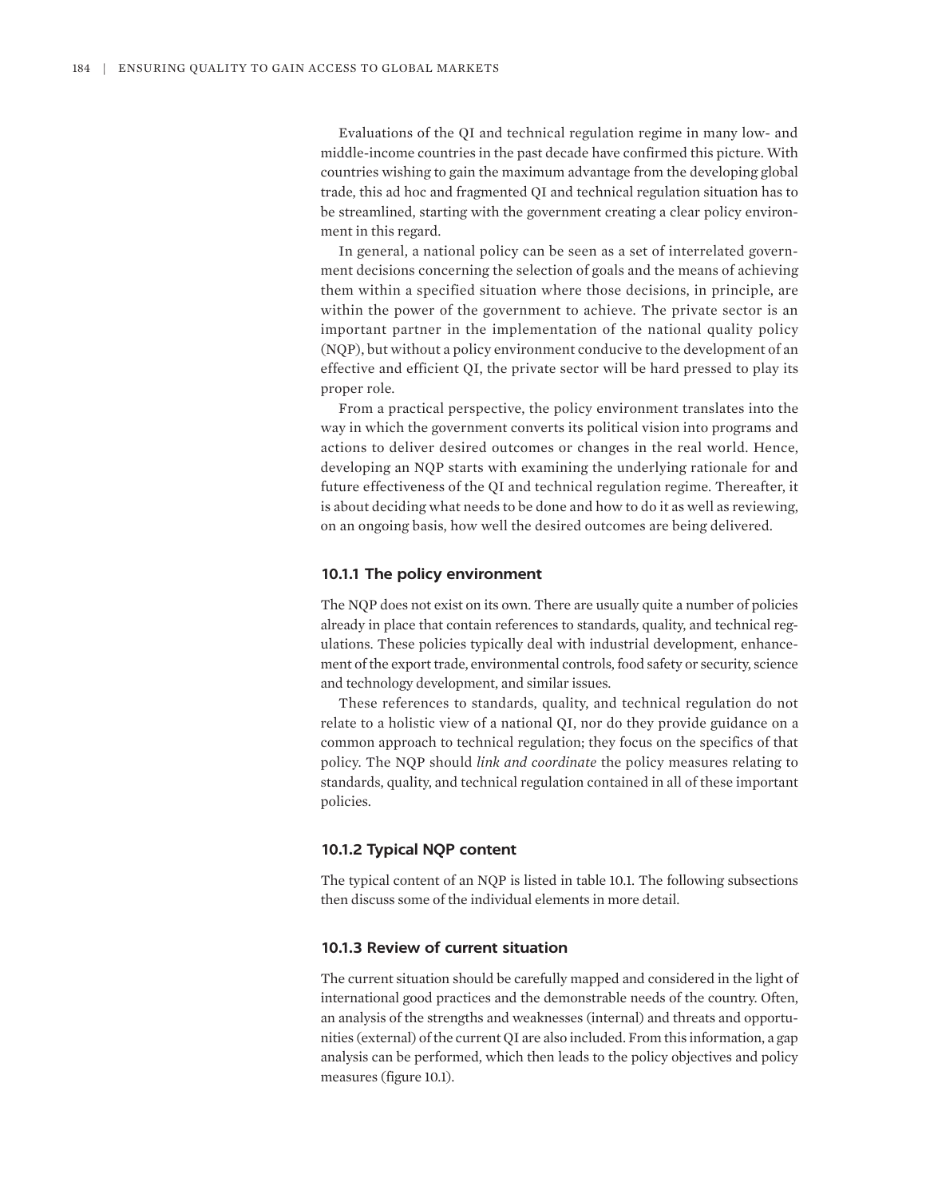Evaluations of the QI and technical regulation regime in many low- and middle-income countries in the past decade have confirmed this picture. With countries wishing to gain the maximum advantage from the developing global trade, this ad hoc and fragmented QI and technical regulation situation has to be streamlined, starting with the government creating a clear policy environment in this regard.

In general, a national policy can be seen as a set of interrelated government decisions concerning the selection of goals and the means of achieving them within a specified situation where those decisions, in principle, are within the power of the government to achieve. The private sector is an important partner in the implementation of the national quality policy (NQP), but without a policy environment conducive to the development of an effective and efficient QI, the private sector will be hard pressed to play its proper role.

From a practical perspective, the policy environment translates into the way in which the government converts its political vision into programs and actions to deliver desired outcomes or changes in the real world. Hence, developing an NQP starts with examining the underlying rationale for and future effectiveness of the QI and technical regulation regime. Thereafter, it is about deciding what needs to be done and how to do it as well as reviewing, on an ongoing basis, how well the desired outcomes are being delivered.

### 10.1.1 The policy environment

The NQP does not exist on its own. There are usually quite a number of policies already in place that contain references to standards, quality, and technical regulations. These policies typically deal with industrial development, enhancement of the export trade, environmental controls, food safety or security, science and technology development, and similar issues.

These references to standards, quality, and technical regulation do not relate to a holistic view of a national QI, nor do they provide guidance on a common approach to technical regulation; they focus on the specifics of that policy. The NQP should *link and coordinate* the policy measures relating to standards, quality, and technical regulation contained in all of these important policies.

### 10.1.2 Typical NQP content

The typical content of an NQP is listed in table 10.1. The following subsections then discuss some of the individual elements in more detail.

### 10.1.3 Review of current situation

The current situation should be carefully mapped and considered in the light of international good practices and the demonstrable needs of the country. Often, an analysis of the strengths and weaknesses (internal) and threats and opportunities (external) of the current QI are also included. From this information, a gap analysis can be performed, which then leads to the policy objectives and policy measures (figure 10.1).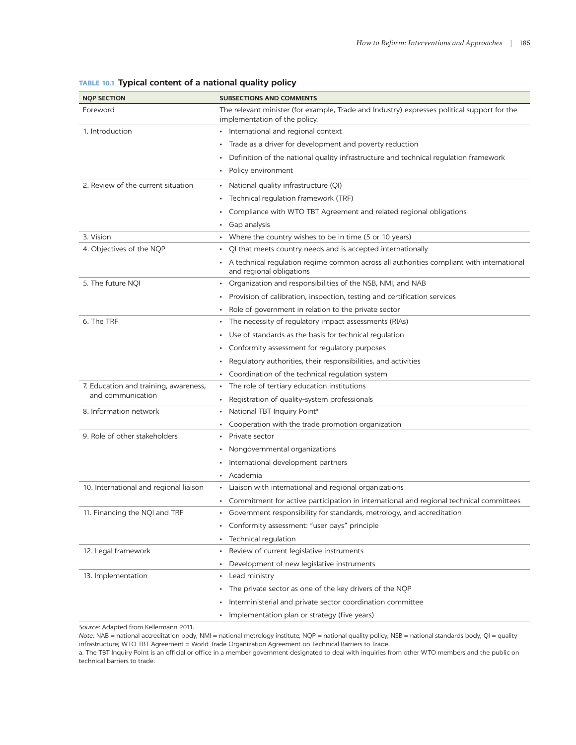**TABLE 10.1 Typical content of a national quality policy**

| NQP SECTION | SUBSECTIONS AND COMMENTS |
|---|---|
| Foreword | The relevant minister (for example, Trade and Industry) expresses political support for the implementation of the policy. |
| 1. Introduction | • International and regional context<br>• Trade as a driver for development and poverty reduction<br>• Definition of the national quality infrastructure and technical regulation framework<br>• Policy environment |
| 2. Review of the current situation | • National quality infrastructure (QI)<br>• Technical regulation framework (TRF)<br>• Compliance with WTO TBT Agreement and related regional obligations<br>• Gap analysis |
| 3. Vision | • Where the country wishes to be in time (5 or 10 years) |
| 4. Objectives of the NQP | • QI that meets country needs and is accepted internationally<br>• A technical regulation regime common across all authorities compliant with international and regional obligations |
| 5. The future NQI | • Organization and responsibilities of the NSB, NMI, and NAB<br>• Provision of calibration, inspection, testing and certification services<br>• Role of government in relation to the private sector |
| 6. The TRF | • The necessity of regulatory impact assessments (RIAs)<br>• Use of standards as the basis for technical regulation<br>• Conformity assessment for regulatory purposes<br>• Regulatory authorities, their responsibilities, and activities<br>• Coordination of the technical regulation system |
| 7. Education and training, awareness, and communication | • The role of tertiary education institutions<br>• Registration of quality-system professionals |
| 8. Information network | • National TBT Inquiry Point[a]<br>• Cooperation with the trade promotion organization |
| 9. Role of other stakeholders | • Private sector<br>• Nongovernmental organizations<br>• International development partners<br>• Academia |
| 10. International and regional liaison | • Liaison with international and regional organizations<br>• Commitment for active participation in international and regional technical committees |
| 11. Financing the NQI and TRF | • Government responsibility for standards, metrology, and accreditation<br>• Conformity assessment: "user pays" principle<br>• Technical regulation |
| 12. Legal framework | • Review of current legislative instruments<br>• Development of new legislative instruments |
| 13. Implementation | • Lead ministry<br>• The private sector as one of the key drivers of the NQP<br>• Interministerial and private sector coordination committee<br>• Implementation plan or strategy (five years) |

*Source:* Adapted from Kellermann 2011.

*Note:* NAB = national accreditation body; NMI = national metrology institute; NQP = national quality policy; NSB = national standards body; QI = quality infrastructure; WTO TBT Agreement = World Trade Organization Agreement on Technical Barriers to Trade.

a. The TBT Inquiry Point is an official or office in a member government designated to deal with inquiries from other WTO members and the public on technical barriers to trade.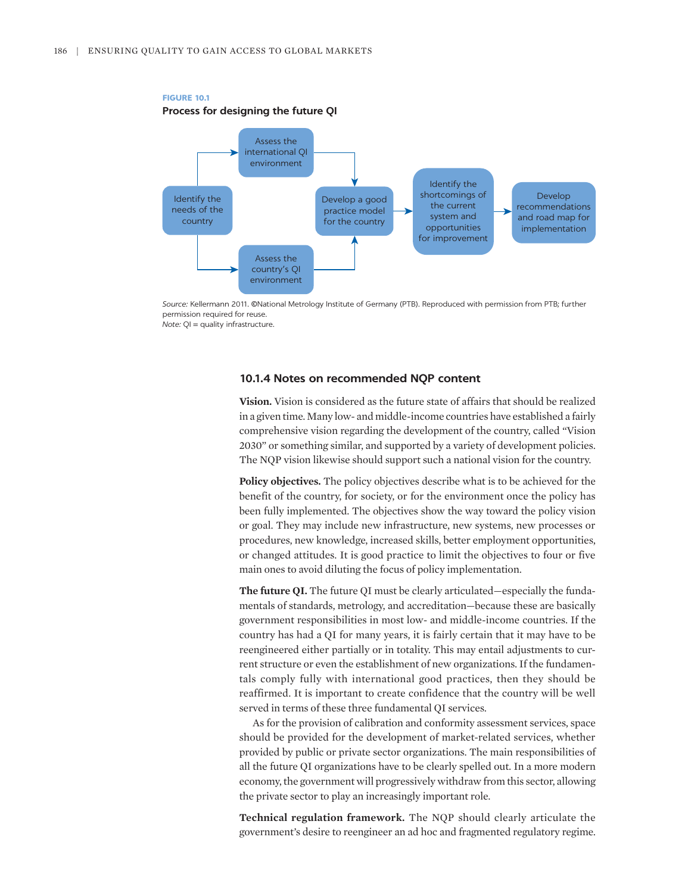**FIGURE 10.1**

**Process for designing the future QI**

Identify the needs of the country → Assess the international QI environment → Develop a good practice model for the country

Identify the needs of the country → Assess the country's QI environment → Develop a good practice model for the country

Develop a good practice model for the country → Identify the shortcomings of the current system and opportunities for improvement → Develop recommendations and road map for implementation

*Source:* Kellermann 2011. ©National Metrology Institute of Germany (PTB). Reproduced with permission from PTB; further permission required for reuse.
*Note:* QI = quality infrastructure.

### 10.1.4 Notes on recommended NQP content

**Vision.** Vision is considered as the future state of affairs that should be realized in a given time. Many low- and middle-income countries have established a fairly comprehensive vision regarding the development of the country, called "Vision 2030" or something similar, and supported by a variety of development policies. The NQP vision likewise should support such a national vision for the country.

**Policy objectives.** The policy objectives describe what is to be achieved for the benefit of the country, for society, or for the environment once the policy has been fully implemented. The objectives show the way toward the policy vision or goal. They may include new infrastructure, new systems, new processes or procedures, new knowledge, increased skills, better employment opportunities, or changed attitudes. It is good practice to limit the objectives to four or five main ones to avoid diluting the focus of policy implementation.

**The future QI.** The future QI must be clearly articulated—especially the fundamentals of standards, metrology, and accreditation—because these are basically government responsibilities in most low- and middle-income countries. If the country has had a QI for many years, it is fairly certain that it may have to be reengineered either partially or in totality. This may entail adjustments to current structure or even the establishment of new organizations. If the fundamentals comply fully with international good practices, then they should be reaffirmed. It is important to create confidence that the country will be well served in terms of these three fundamental QI services.

As for the provision of calibration and conformity assessment services, space should be provided for the development of market-related services, whether provided by public or private sector organizations. The main responsibilities of all the future QI organizations have to be clearly spelled out. In a more modern economy, the government will progressively withdraw from this sector, allowing the private sector to play an increasingly important role.

**Technical regulation framework.** The NQP should clearly articulate the government's desire to reengineer an ad hoc and fragmented regulatory regime.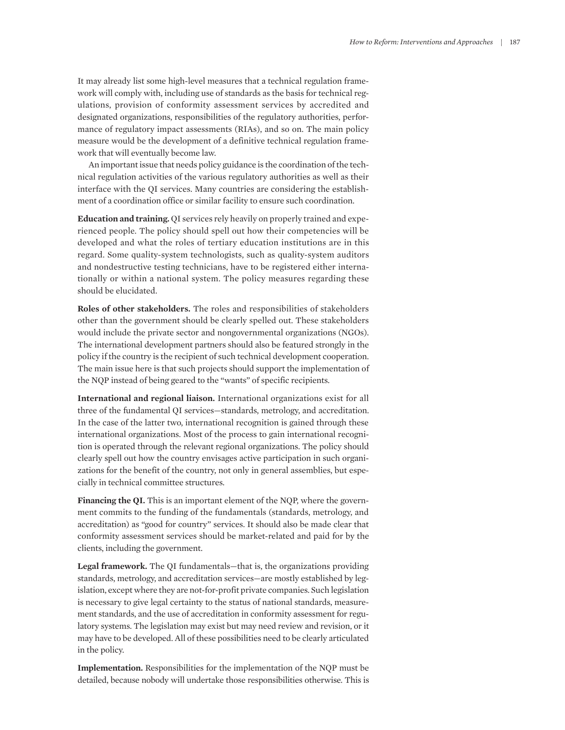It may already list some high-level measures that a technical regulation framework will comply with, including use of standards as the basis for technical regulations, provision of conformity assessment services by accredited and designated organizations, responsibilities of the regulatory authorities, performance of regulatory impact assessments (RIAs), and so on. The main policy measure would be the development of a definitive technical regulation framework that will eventually become law.

An important issue that needs policy guidance is the coordination of the technical regulation activities of the various regulatory authorities as well as their interface with the QI services. Many countries are considering the establishment of a coordination office or similar facility to ensure such coordination.

**Education and training.** QI services rely heavily on properly trained and experienced people. The policy should spell out how their competencies will be developed and what the roles of tertiary education institutions are in this regard. Some quality-system technologists, such as quality-system auditors and nondestructive testing technicians, have to be registered either internationally or within a national system. The policy measures regarding these should be elucidated.

**Roles of other stakeholders.** The roles and responsibilities of stakeholders other than the government should be clearly spelled out. These stakeholders would include the private sector and nongovernmental organizations (NGOs). The international development partners should also be featured strongly in the policy if the country is the recipient of such technical development cooperation. The main issue here is that such projects should support the implementation of the NQP instead of being geared to the "wants" of specific recipients.

**International and regional liaison.** International organizations exist for all three of the fundamental QI services—standards, metrology, and accreditation. In the case of the latter two, international recognition is gained through these international organizations. Most of the process to gain international recognition is operated through the relevant regional organizations. The policy should clearly spell out how the country envisages active participation in such organizations for the benefit of the country, not only in general assemblies, but especially in technical committee structures.

**Financing the QI.** This is an important element of the NQP, where the government commits to the funding of the fundamentals (standards, metrology, and accreditation) as "good for country" services. It should also be made clear that conformity assessment services should be market-related and paid for by the clients, including the government.

**Legal framework.** The QI fundamentals—that is, the organizations providing standards, metrology, and accreditation services—are mostly established by legislation, except where they are not-for-profit private companies. Such legislation is necessary to give legal certainty to the status of national standards, measurement standards, and the use of accreditation in conformity assessment for regulatory systems. The legislation may exist but may need review and revision, or it may have to be developed. All of these possibilities need to be clearly articulated in the policy.

**Implementation.** Responsibilities for the implementation of the NQP must be detailed, because nobody will undertake those responsibilities otherwise. This is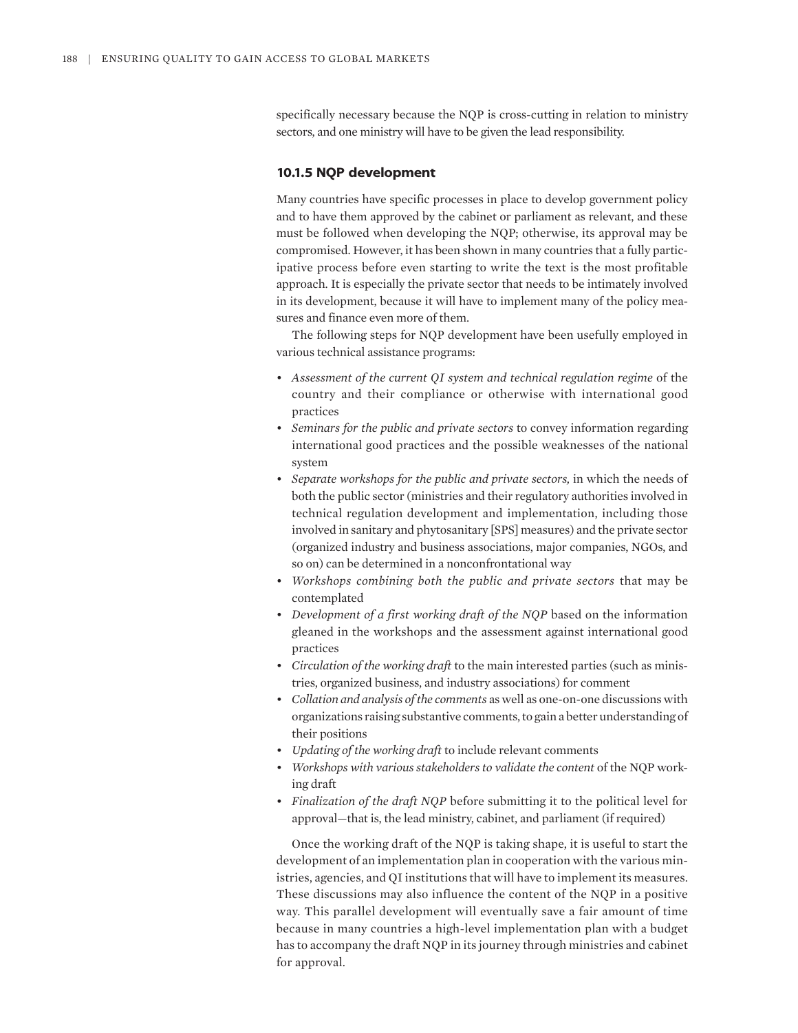specifically necessary because the NQP is cross-cutting in relation to ministry sectors, and one ministry will have to be given the lead responsibility.

### 10.1.5 NQP development

Many countries have specific processes in place to develop government policy and to have them approved by the cabinet or parliament as relevant, and these must be followed when developing the NQP; otherwise, its approval may be compromised. However, it has been shown in many countries that a fully participative process before even starting to write the text is the most profitable approach. It is especially the private sector that needs to be intimately involved in its development, because it will have to implement many of the policy measures and finance even more of them.

The following steps for NQP development have been usefully employed in various technical assistance programs:

- *Assessment of the current QI system and technical regulation regime* of the country and their compliance or otherwise with international good practices
- *Seminars for the public and private sectors* to convey information regarding international good practices and the possible weaknesses of the national system
- *Separate workshops for the public and private sectors,* in which the needs of both the public sector (ministries and their regulatory authorities involved in technical regulation development and implementation, including those involved in sanitary and phytosanitary [SPS] measures) and the private sector (organized industry and business associations, major companies, NGOs, and so on) can be determined in a nonconfrontational way
- *Workshops combining both the public and private sectors* that may be contemplated
- *Development of a first working draft of the NQP* based on the information gleaned in the workshops and the assessment against international good practices
- *Circulation of the working draft* to the main interested parties (such as ministries, organized business, and industry associations) for comment
- *Collation and analysis of the comments* as well as one-on-one discussions with organizations raising substantive comments, to gain a better understanding of their positions
- *Updating of the working draft* to include relevant comments
- *Workshops with various stakeholders to validate the content* of the NQP working draft
- *Finalization of the draft NQP* before submitting it to the political level for approval—that is, the lead ministry, cabinet, and parliament (if required)

Once the working draft of the NQP is taking shape, it is useful to start the development of an implementation plan in cooperation with the various ministries, agencies, and QI institutions that will have to implement its measures. These discussions may also influence the content of the NQP in a positive way. This parallel development will eventually save a fair amount of time because in many countries a high-level implementation plan with a budget has to accompany the draft NQP in its journey through ministries and cabinet for approval.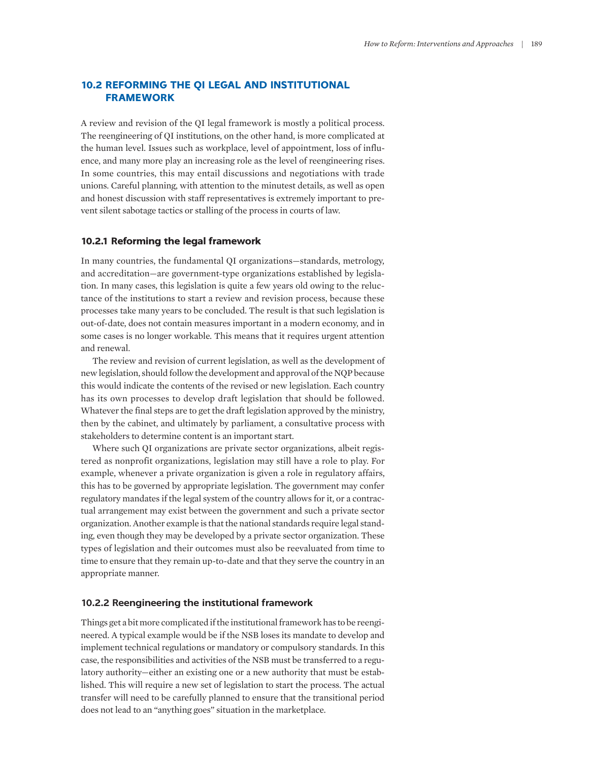## 10.2 REFORMING THE QI LEGAL AND INSTITUTIONAL FRAMEWORK

A review and revision of the QI legal framework is mostly a political process. The reengineering of QI institutions, on the other hand, is more complicated at the human level. Issues such as workplace, level of appointment, loss of influence, and many more play an increasing role as the level of reengineering rises. In some countries, this may entail discussions and negotiations with trade unions. Careful planning, with attention to the minutest details, as well as open and honest discussion with staff representatives is extremely important to prevent silent sabotage tactics or stalling of the process in courts of law.

### 10.2.1 Reforming the legal framework

In many countries, the fundamental QI organizations—standards, metrology, and accreditation—are government-type organizations established by legislation. In many cases, this legislation is quite a few years old owing to the reluctance of the institutions to start a review and revision process, because these processes take many years to be concluded. The result is that such legislation is out-of-date, does not contain measures important in a modern economy, and in some cases is no longer workable. This means that it requires urgent attention and renewal.

The review and revision of current legislation, as well as the development of new legislation, should follow the development and approval of the NQP because this would indicate the contents of the revised or new legislation. Each country has its own processes to develop draft legislation that should be followed. Whatever the final steps are to get the draft legislation approved by the ministry, then by the cabinet, and ultimately by parliament, a consultative process with stakeholders to determine content is an important start.

Where such QI organizations are private sector organizations, albeit registered as nonprofit organizations, legislation may still have a role to play. For example, whenever a private organization is given a role in regulatory affairs, this has to be governed by appropriate legislation. The government may confer regulatory mandates if the legal system of the country allows for it, or a contractual arrangement may exist between the government and such a private sector organization. Another example is that the national standards require legal standing, even though they may be developed by a private sector organization. These types of legislation and their outcomes must also be reevaluated from time to time to ensure that they remain up-to-date and that they serve the country in an appropriate manner.

### 10.2.2 Reengineering the institutional framework

Things get a bit more complicated if the institutional framework has to be reengineered. A typical example would be if the NSB loses its mandate to develop and implement technical regulations or mandatory or compulsory standards. In this case, the responsibilities and activities of the NSB must be transferred to a regulatory authority—either an existing one or a new authority that must be established. This will require a new set of legislation to start the process. The actual transfer will need to be carefully planned to ensure that the transitional period does not lead to an "anything goes" situation in the marketplace.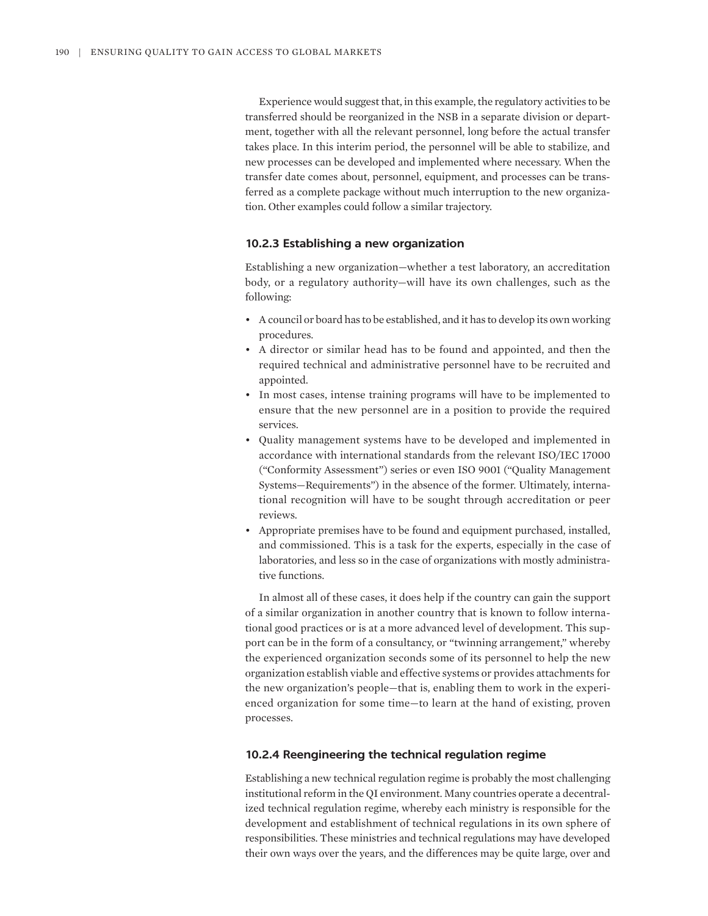Experience would suggest that, in this example, the regulatory activities to be transferred should be reorganized in the NSB in a separate division or department, together with all the relevant personnel, long before the actual transfer takes place. In this interim period, the personnel will be able to stabilize, and new processes can be developed and implemented where necessary. When the transfer date comes about, personnel, equipment, and processes can be transferred as a complete package without much interruption to the new organization. Other examples could follow a similar trajectory.

### 10.2.3 Establishing a new organization

Establishing a new organization—whether a test laboratory, an accreditation body, or a regulatory authority—will have its own challenges, such as the following:

- A council or board has to be established, and it has to develop its own working procedures.
- A director or similar head has to be found and appointed, and then the required technical and administrative personnel have to be recruited and appointed.
- In most cases, intense training programs will have to be implemented to ensure that the new personnel are in a position to provide the required services.
- Quality management systems have to be developed and implemented in accordance with international standards from the relevant ISO/IEC 17000 ("Conformity Assessment") series or even ISO 9001 ("Quality Management Systems—Requirements") in the absence of the former. Ultimately, international recognition will have to be sought through accreditation or peer reviews.
- Appropriate premises have to be found and equipment purchased, installed, and commissioned. This is a task for the experts, especially in the case of laboratories, and less so in the case of organizations with mostly administrative functions.

In almost all of these cases, it does help if the country can gain the support of a similar organization in another country that is known to follow international good practices or is at a more advanced level of development. This support can be in the form of a consultancy, or "twinning arrangement," whereby the experienced organization seconds some of its personnel to help the new organization establish viable and effective systems or provides attachments for the new organization's people—that is, enabling them to work in the experienced organization for some time—to learn at the hand of existing, proven processes.

### 10.2.4 Reengineering the technical regulation regime

Establishing a new technical regulation regime is probably the most challenging institutional reform in the QI environment. Many countries operate a decentralized technical regulation regime, whereby each ministry is responsible for the development and establishment of technical regulations in its own sphere of responsibilities. These ministries and technical regulations may have developed their own ways over the years, and the differences may be quite large, over and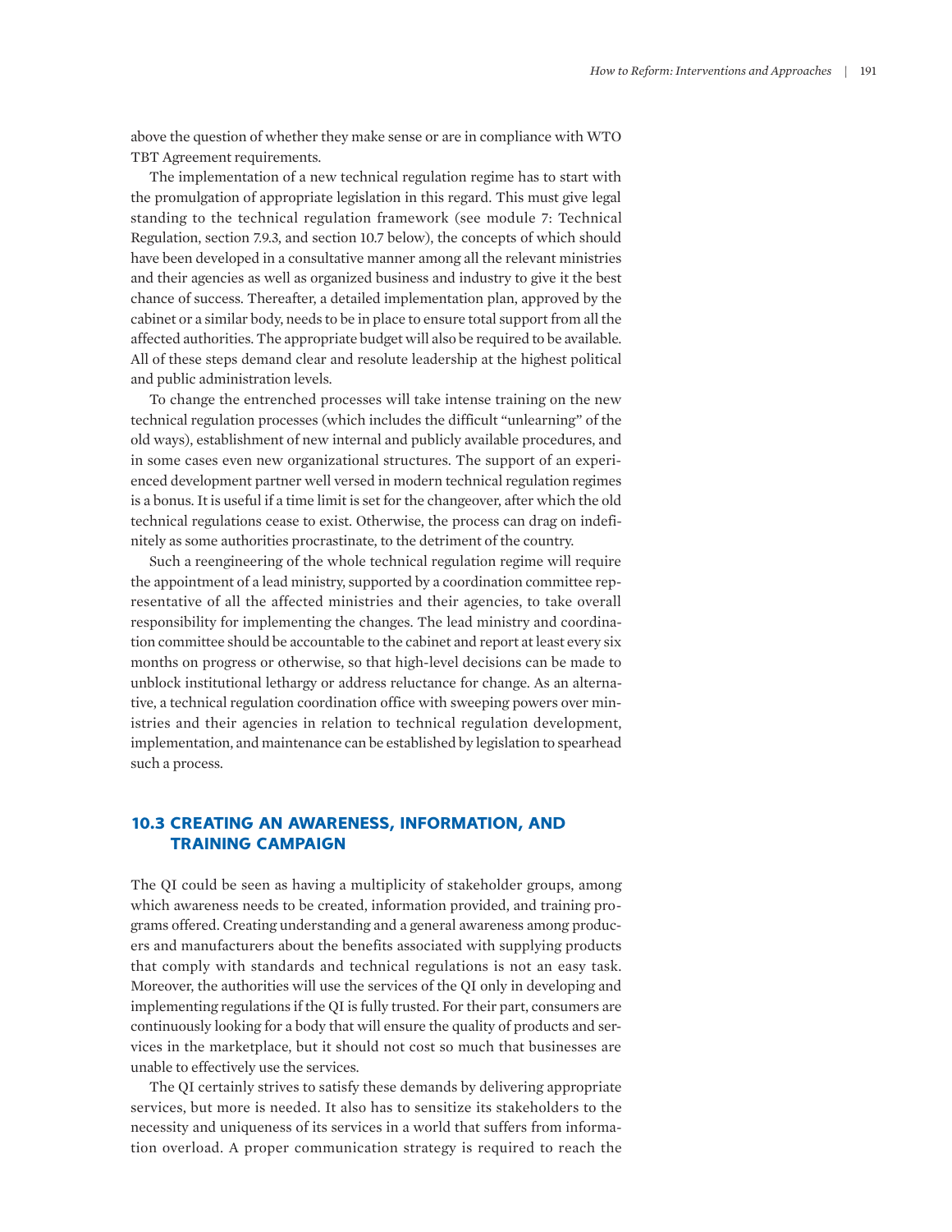above the question of whether they make sense or are in compliance with WTO TBT Agreement requirements.

The implementation of a new technical regulation regime has to start with the promulgation of appropriate legislation in this regard. This must give legal standing to the technical regulation framework (see module 7: Technical Regulation, section 7.9.3, and section 10.7 below), the concepts of which should have been developed in a consultative manner among all the relevant ministries and their agencies as well as organized business and industry to give it the best chance of success. Thereafter, a detailed implementation plan, approved by the cabinet or a similar body, needs to be in place to ensure total support from all the affected authorities. The appropriate budget will also be required to be available. All of these steps demand clear and resolute leadership at the highest political and public administration levels.

To change the entrenched processes will take intense training on the new technical regulation processes (which includes the difficult "unlearning" of the old ways), establishment of new internal and publicly available procedures, and in some cases even new organizational structures. The support of an experienced development partner well versed in modern technical regulation regimes is a bonus. It is useful if a time limit is set for the changeover, after which the old technical regulations cease to exist. Otherwise, the process can drag on indefinitely as some authorities procrastinate, to the detriment of the country.

Such a reengineering of the whole technical regulation regime will require the appointment of a lead ministry, supported by a coordination committee representative of all the affected ministries and their agencies, to take overall responsibility for implementing the changes. The lead ministry and coordination committee should be accountable to the cabinet and report at least every six months on progress or otherwise, so that high-level decisions can be made to unblock institutional lethargy or address reluctance for change. As an alternative, a technical regulation coordination office with sweeping powers over ministries and their agencies in relation to technical regulation development, implementation, and maintenance can be established by legislation to spearhead such a process.

## 10.3 CREATING AN AWARENESS, INFORMATION, AND TRAINING CAMPAIGN

The QI could be seen as having a multiplicity of stakeholder groups, among which awareness needs to be created, information provided, and training programs offered. Creating understanding and a general awareness among producers and manufacturers about the benefits associated with supplying products that comply with standards and technical regulations is not an easy task. Moreover, the authorities will use the services of the QI only in developing and implementing regulations if the QI is fully trusted. For their part, consumers are continuously looking for a body that will ensure the quality of products and services in the marketplace, but it should not cost so much that businesses are unable to effectively use the services.

The QI certainly strives to satisfy these demands by delivering appropriate services, but more is needed. It also has to sensitize its stakeholders to the necessity and uniqueness of its services in a world that suffers from information overload. A proper communication strategy is required to reach the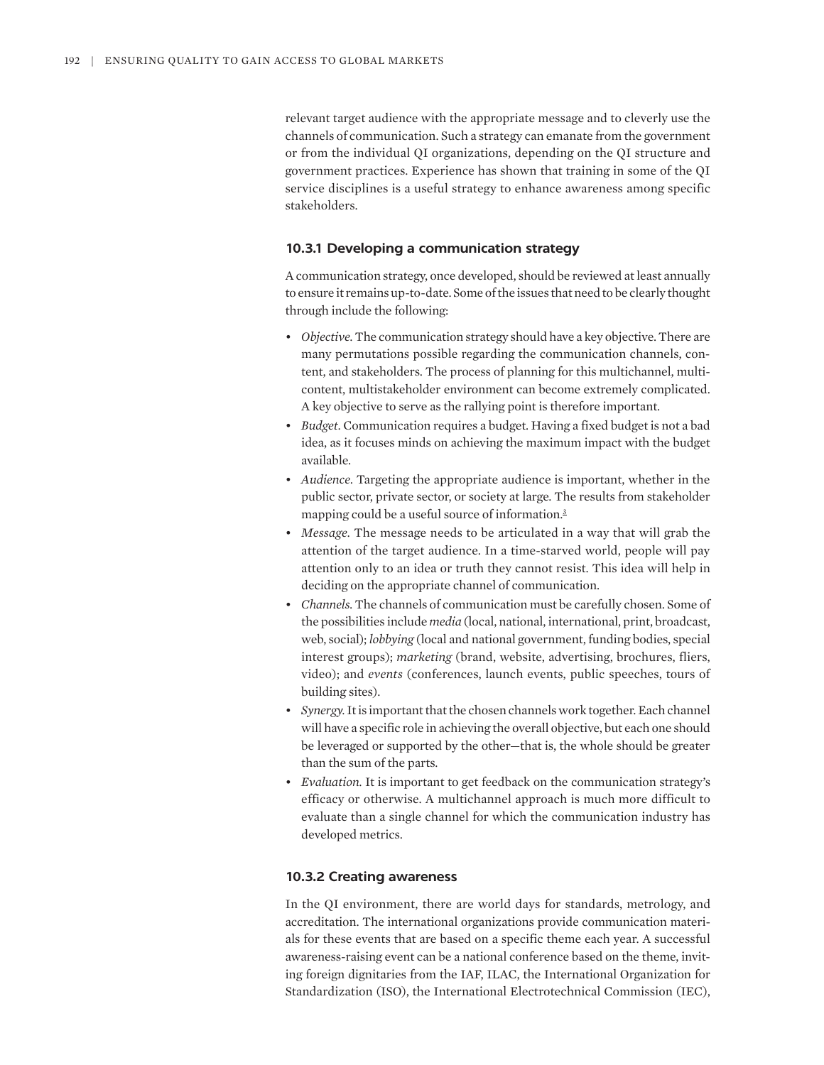relevant target audience with the appropriate message and to cleverly use the channels of communication. Such a strategy can emanate from the government or from the individual QI organizations, depending on the QI structure and government practices. Experience has shown that training in some of the QI service disciplines is a useful strategy to enhance awareness among specific stakeholders.

### 10.3.1 Developing a communication strategy

A communication strategy, once developed, should be reviewed at least annually to ensure it remains up-to-date. Some of the issues that need to be clearly thought through include the following:

- *Objective*. The communication strategy should have a key objective. There are many permutations possible regarding the communication channels, content, and stakeholders. The process of planning for this multichannel, multi-content, multistakeholder environment can become extremely complicated. A key objective to serve as the rallying point is therefore important.
- *Budget*. Communication requires a budget. Having a fixed budget is not a bad idea, as it focuses minds on achieving the maximum impact with the budget available.
- *Audience*. Targeting the appropriate audience is important, whether in the public sector, private sector, or society at large. The results from stakeholder mapping could be a useful source of information.[3]
- *Message*. The message needs to be articulated in a way that will grab the attention of the target audience. In a time-starved world, people will pay attention only to an idea or truth they cannot resist. This idea will help in deciding on the appropriate channel of communication.
- *Channels*. The channels of communication must be carefully chosen. Some of the possibilities include *media* (local, national, international, print, broadcast, web, social); *lobbying* (local and national government, funding bodies, special interest groups); *marketing* (brand, website, advertising, brochures, fliers, video); and *events* (conferences, launch events, public speeches, tours of building sites).
- *Synergy*. It is important that the chosen channels work together. Each channel will have a specific role in achieving the overall objective, but each one should be leveraged or supported by the other—that is, the whole should be greater than the sum of the parts.
- *Evaluation*. It is important to get feedback on the communication strategy's efficacy or otherwise. A multichannel approach is much more difficult to evaluate than a single channel for which the communication industry has developed metrics.

### 10.3.2 Creating awareness

In the QI environment, there are world days for standards, metrology, and accreditation. The international organizations provide communication materials for these events that are based on a specific theme each year. A successful awareness-raising event can be a national conference based on the theme, inviting foreign dignitaries from the IAF, ILAC, the International Organization for Standardization (ISO), the International Electrotechnical Commission (IEC),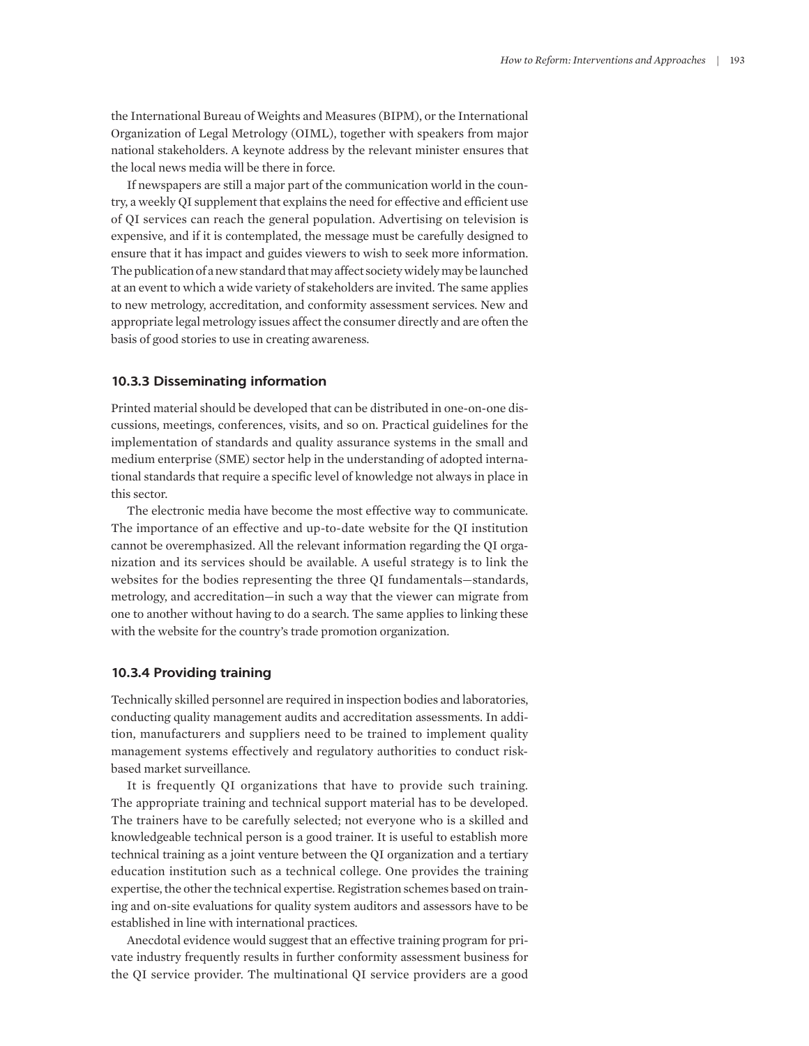the International Bureau of Weights and Measures (BIPM), or the International Organization of Legal Metrology (OIML), together with speakers from major national stakeholders. A keynote address by the relevant minister ensures that the local news media will be there in force.

If newspapers are still a major part of the communication world in the country, a weekly QI supplement that explains the need for effective and efficient use of QI services can reach the general population. Advertising on television is expensive, and if it is contemplated, the message must be carefully designed to ensure that it has impact and guides viewers to wish to seek more information. The publication of a new standard that may affect society widely may be launched at an event to which a wide variety of stakeholders are invited. The same applies to new metrology, accreditation, and conformity assessment services. New and appropriate legal metrology issues affect the consumer directly and are often the basis of good stories to use in creating awareness.

### 10.3.3 Disseminating information

Printed material should be developed that can be distributed in one-on-one discussions, meetings, conferences, visits, and so on. Practical guidelines for the implementation of standards and quality assurance systems in the small and medium enterprise (SME) sector help in the understanding of adopted international standards that require a specific level of knowledge not always in place in this sector.

The electronic media have become the most effective way to communicate. The importance of an effective and up-to-date website for the QI institution cannot be overemphasized. All the relevant information regarding the QI organization and its services should be available. A useful strategy is to link the websites for the bodies representing the three QI fundamentals—standards, metrology, and accreditation—in such a way that the viewer can migrate from one to another without having to do a search. The same applies to linking these with the website for the country's trade promotion organization.

### 10.3.4 Providing training

Technically skilled personnel are required in inspection bodies and laboratories, conducting quality management audits and accreditation assessments. In addition, manufacturers and suppliers need to be trained to implement quality management systems effectively and regulatory authorities to conduct risk-based market surveillance.

It is frequently QI organizations that have to provide such training. The appropriate training and technical support material has to be developed. The trainers have to be carefully selected; not everyone who is a skilled and knowledgeable technical person is a good trainer. It is useful to establish more technical training as a joint venture between the QI organization and a tertiary education institution such as a technical college. One provides the training expertise, the other the technical expertise. Registration schemes based on training and on-site evaluations for quality system auditors and assessors have to be established in line with international practices.

Anecdotal evidence would suggest that an effective training program for private industry frequently results in further conformity assessment business for the QI service provider. The multinational QI service providers are a good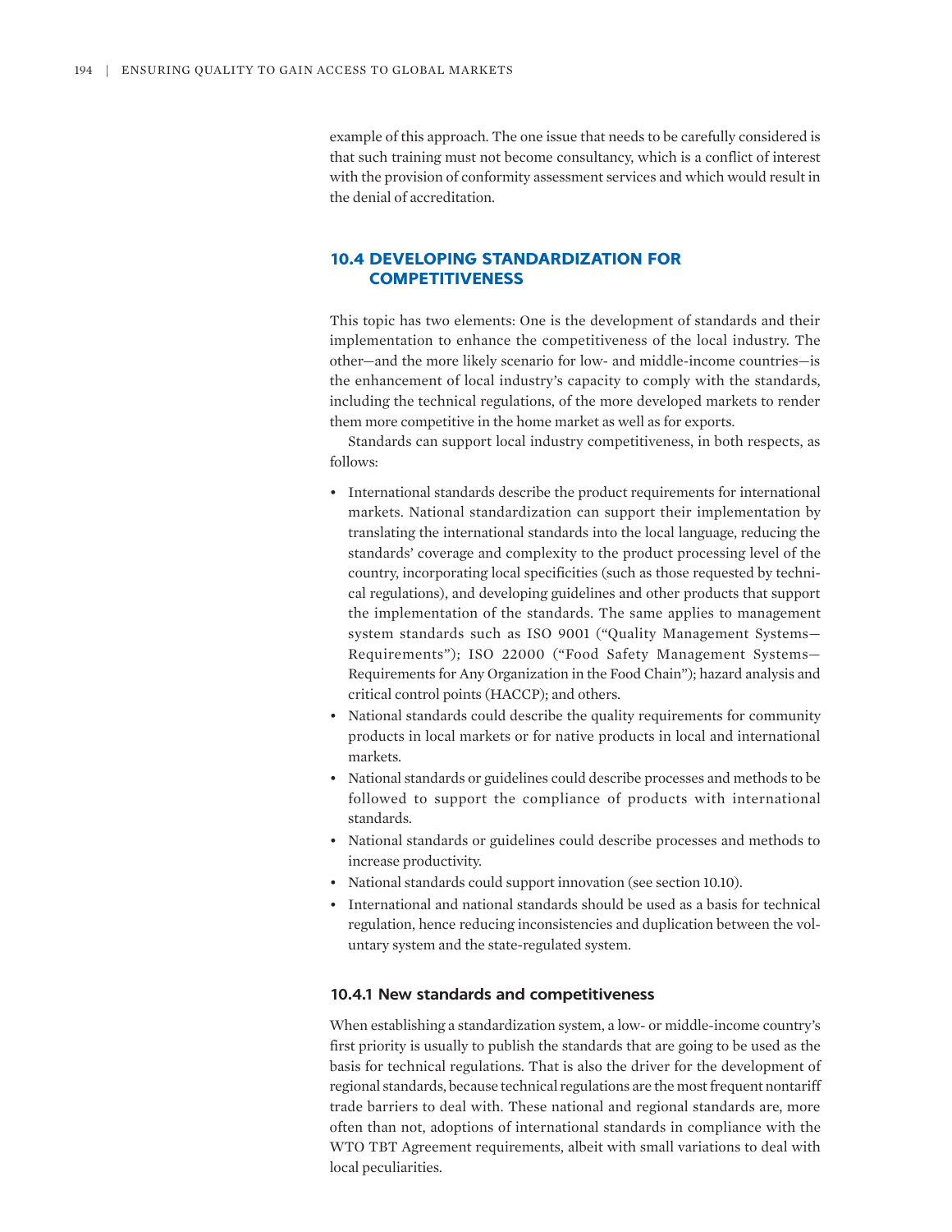example of this approach. The one issue that needs to be carefully considered is that such training must not become consultancy, which is a conflict of interest with the provision of conformity assessment services and which would result in the denial of accreditation.

## 10.4 DEVELOPING STANDARDIZATION FOR COMPETITIVENESS

This topic has two elements: One is the development of standards and their implementation to enhance the competitiveness of the local industry. The other—and the more likely scenario for low- and middle-income countries—is the enhancement of local industry's capacity to comply with the standards, including the technical regulations, of the more developed markets to render them more competitive in the home market as well as for exports.

Standards can support local industry competitiveness, in both respects, as follows:

- International standards describe the product requirements for international markets. National standardization can support their implementation by translating the international standards into the local language, reducing the standards' coverage and complexity to the product processing level of the country, incorporating local specificities (such as those requested by technical regulations), and developing guidelines and other products that support the implementation of the standards. The same applies to management system standards such as ISO 9001 ("Quality Management Systems—Requirements"); ISO 22000 ("Food Safety Management Systems—Requirements for Any Organization in the Food Chain"); hazard analysis and critical control points (HACCP); and others.
- National standards could describe the quality requirements for community products in local markets or for native products in local and international markets.
- National standards or guidelines could describe processes and methods to be followed to support the compliance of products with international standards.
- National standards or guidelines could describe processes and methods to increase productivity.
- National standards could support innovation (see section 10.10).
- International and national standards should be used as a basis for technical regulation, hence reducing inconsistencies and duplication between the voluntary system and the state-regulated system.

### 10.4.1 New standards and competitiveness

When establishing a standardization system, a low- or middle-income country's first priority is usually to publish the standards that are going to be used as the basis for technical regulations. That is also the driver for the development of regional standards, because technical regulations are the most frequent nontariff trade barriers to deal with. These national and regional standards are, more often than not, adoptions of international standards in compliance with the WTO TBT Agreement requirements, albeit with small variations to deal with local peculiarities.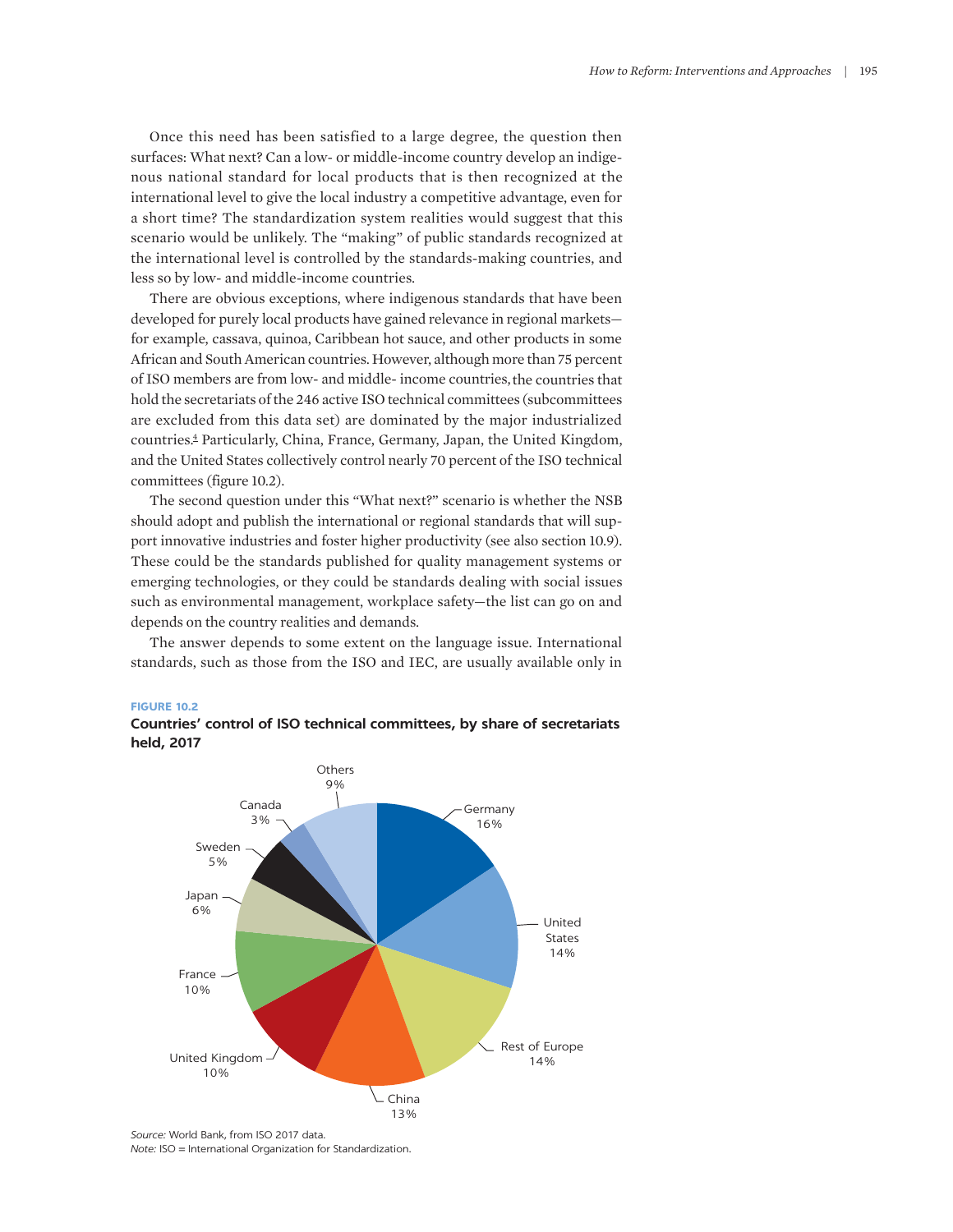Once this need has been satisfied to a large degree, the question then surfaces: What next? Can a low- or middle-income country develop an indigenous national standard for local products that is then recognized at the international level to give the local industry a competitive advantage, even for a short time? The standardization system realities would suggest that this scenario would be unlikely. The "making" of public standards recognized at the international level is controlled by the standards-making countries, and less so by low- and middle-income countries.

There are obvious exceptions, where indigenous standards that have been developed for purely local products have gained relevance in regional markets—for example, cassava, quinoa, Caribbean hot sauce, and other products in some African and South American countries. However, although more than 75 percent of ISO members are from low- and middle- income countries, the countries that hold the secretariats of the 246 active ISO technical committees (subcommittees are excluded from this data set) are dominated by the major industrialized countries.[4] Particularly, China, France, Germany, Japan, the United Kingdom, and the United States collectively control nearly 70 percent of the ISO technical committees (figure 10.2).

The second question under this "What next?" scenario is whether the NSB should adopt and publish the international or regional standards that will support innovative industries and foster higher productivity (see also section 10.9). These could be the standards published for quality management systems or emerging technologies, or they could be standards dealing with social issues such as environmental management, workplace safety—the list can go on and depends on the country realities and demands.

The answer depends to some extent on the language issue. International standards, such as those from the ISO and IEC, are usually available only in

**FIGURE 10.2**

**Countries' control of ISO technical committees, by share of secretariats held, 2017**

| Country | Share (%) |
| --- | --- |
| Germany | 16 |
| United States | 14 |
| Rest of Europe | 14 |
| China | 13 |
| United Kingdom | 10 |
| France | 10 |
| Japan | 6 |
| Sweden | 5 |
| Canada | 3 |
| Others | 9 |

*Source:* World Bank, from ISO 2017 data.
*Note:* ISO = International Organization for Standardization.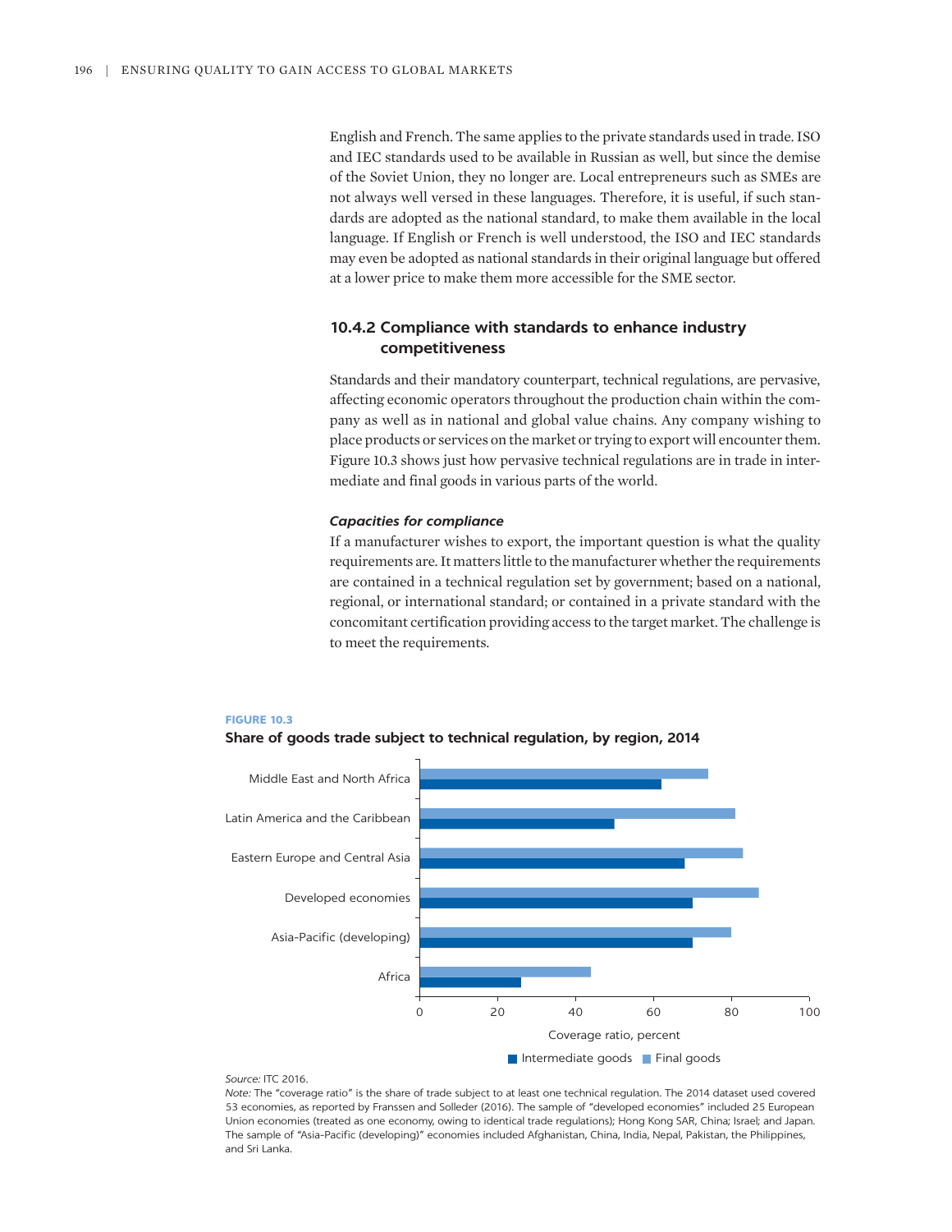English and French. The same applies to the private standards used in trade. ISO and IEC standards used to be available in Russian as well, but since the demise of the Soviet Union, they no longer are. Local entrepreneurs such as SMEs are not always well versed in these languages. Therefore, it is useful, if such standards are adopted as the national standard, to make them available in the local language. If English or French is well understood, the ISO and IEC standards may even be adopted as national standards in their original language but offered at a lower price to make them more accessible for the SME sector.

### 10.4.2 Compliance with standards to enhance industry competitiveness

Standards and their mandatory counterpart, technical regulations, are pervasive, affecting economic operators throughout the production chain within the company as well as in national and global value chains. Any company wishing to place products or services on the market or trying to export will encounter them. Figure 10.3 shows just how pervasive technical regulations are in trade in intermediate and final goods in various parts of the world.

#### *Capacities for compliance*

If a manufacturer wishes to export, the important question is what the quality requirements are. It matters little to the manufacturer whether the requirements are contained in a technical regulation set by government; based on a national, regional, or international standard; or contained in a private standard with the concomitant certification providing access to the target market. The challenge is to meet the requirements.

**FIGURE 10.3**

**Share of goods trade subject to technical regulation, by region, 2014**

| Region | Intermediate goods | Final goods |
|---|---|---|
| Middle East and North Africa | ~62 | ~74 |
| Latin America and the Caribbean | ~50 | ~81 |
| Eastern Europe and Central Asia | ~68 | ~83 |
| Developed economies | ~70 | ~87 |
| Asia-Pacific (developing) | ~70 | ~80 |
| Africa | ~26 | ~44 |

Coverage ratio, percent

*Source:* ITC 2016.

*Note:* The "coverage ratio" is the share of trade subject to at least one technical regulation. The 2014 dataset used covered 53 economies, as reported by Franssen and Solleder (2016). The sample of "developed economies" included 25 European Union economies (treated as one economy, owing to identical trade regulations); Hong Kong SAR, China; Israel; and Japan. The sample of "Asia-Pacific (developing)" economies included Afghanistan, China, India, Nepal, Pakistan, the Philippines, and Sri Lanka.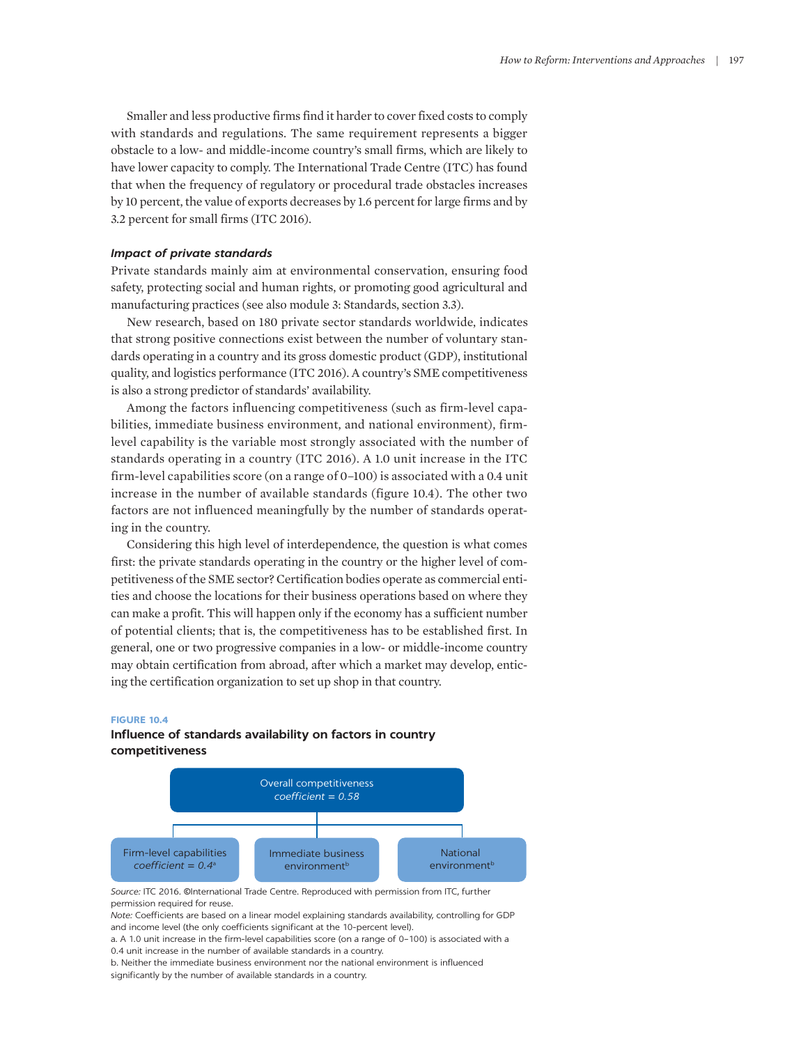Smaller and less productive firms find it harder to cover fixed costs to comply with standards and regulations. The same requirement represents a bigger obstacle to a low- and middle-income country's small firms, which are likely to have lower capacity to comply. The International Trade Centre (ITC) has found that when the frequency of regulatory or procedural trade obstacles increases by 10 percent, the value of exports decreases by 1.6 percent for large firms and by 3.2 percent for small firms (ITC 2016).

#### *Impact of private standards*

Private standards mainly aim at environmental conservation, ensuring food safety, protecting social and human rights, or promoting good agricultural and manufacturing practices (see also module 3: Standards, section 3.3).

New research, based on 180 private sector standards worldwide, indicates that strong positive connections exist between the number of voluntary standards operating in a country and its gross domestic product (GDP), institutional quality, and logistics performance (ITC 2016). A country's SME competitiveness is also a strong predictor of standards' availability.

Among the factors influencing competitiveness (such as firm-level capabilities, immediate business environment, and national environment), firm-level capability is the variable most strongly associated with the number of standards operating in a country (ITC 2016). A 1.0 unit increase in the ITC firm-level capabilities score (on a range of 0–100) is associated with a 0.4 unit increase in the number of available standards (figure 10.4). The other two factors are not influenced meaningfully by the number of standards operating in the country.

Considering this high level of interdependence, the question is what comes first: the private standards operating in the country or the higher level of competitiveness of the SME sector? Certification bodies operate as commercial entities and choose the locations for their business operations based on where they can make a profit. This will happen only if the economy has a sufficient number of potential clients; that is, the competitiveness has to be established first. In general, one or two progressive companies in a low- or middle-income country may obtain certification from abroad, after which a market may develop, enticing the certification organization to set up shop in that country.

**FIGURE 10.4**

**Influence of standards availability on factors in country competitiveness**

Overall competitiveness
*coefficient = 0.58*

- Firm-level capabilities *coefficient = 0.4*[a]
- Immediate business environment[b]
- National environment[b]

*Source:* ITC 2016. ©International Trade Centre. Reproduced with permission from ITC, further permission required for reuse.

*Note:* Coefficients are based on a linear model explaining standards availability, controlling for GDP and income level (the only coefficients significant at the 10-percent level).

a. A 1.0 unit increase in the firm-level capabilities score (on a range of 0–100) is associated with a 0.4 unit increase in the number of available standards in a country.

b. Neither the immediate business environment nor the national environment is influenced significantly by the number of available standards in a country.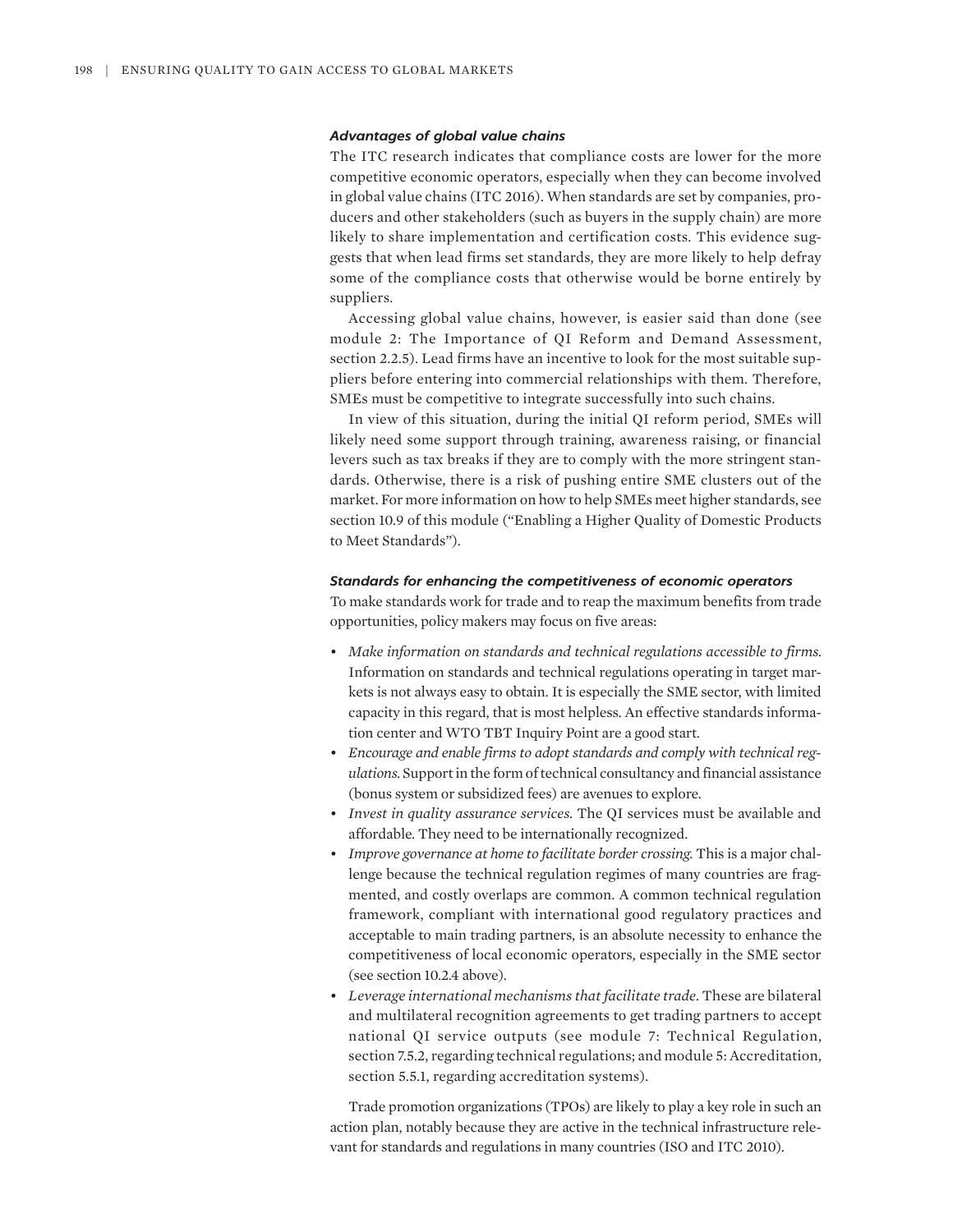### *Advantages of global value chains*

The ITC research indicates that compliance costs are lower for the more competitive economic operators, especially when they can become involved in global value chains (ITC 2016). When standards are set by companies, producers and other stakeholders (such as buyers in the supply chain) are more likely to share implementation and certification costs. This evidence suggests that when lead firms set standards, they are more likely to help defray some of the compliance costs that otherwise would be borne entirely by suppliers.

Accessing global value chains, however, is easier said than done (see module 2: The Importance of QI Reform and Demand Assessment, section 2.2.5). Lead firms have an incentive to look for the most suitable suppliers before entering into commercial relationships with them. Therefore, SMEs must be competitive to integrate successfully into such chains.

In view of this situation, during the initial QI reform period, SMEs will likely need some support through training, awareness raising, or financial levers such as tax breaks if they are to comply with the more stringent standards. Otherwise, there is a risk of pushing entire SME clusters out of the market. For more information on how to help SMEs meet higher standards, see section 10.9 of this module ("Enabling a Higher Quality of Domestic Products to Meet Standards").

### *Standards for enhancing the competitiveness of economic operators*

To make standards work for trade and to reap the maximum benefits from trade opportunities, policy makers may focus on five areas:

- *Make information on standards and technical regulations accessible to firms.* Information on standards and technical regulations operating in target markets is not always easy to obtain. It is especially the SME sector, with limited capacity in this regard, that is most helpless. An effective standards information center and WTO TBT Inquiry Point are a good start.
- *Encourage and enable firms to adopt standards and comply with technical regulations.* Support in the form of technical consultancy and financial assistance (bonus system or subsidized fees) are avenues to explore.
- *Invest in quality assurance services.* The QI services must be available and affordable. They need to be internationally recognized.
- *Improve governance at home to facilitate border crossing.* This is a major challenge because the technical regulation regimes of many countries are fragmented, and costly overlaps are common. A common technical regulation framework, compliant with international good regulatory practices and acceptable to main trading partners, is an absolute necessity to enhance the competitiveness of local economic operators, especially in the SME sector (see section 10.2.4 above).
- *Leverage international mechanisms that facilitate trade.* These are bilateral and multilateral recognition agreements to get trading partners to accept national QI service outputs (see module 7: Technical Regulation, section 7.5.2, regarding technical regulations; and module 5: Accreditation, section 5.5.1, regarding accreditation systems).

Trade promotion organizations (TPOs) are likely to play a key role in such an action plan, notably because they are active in the technical infrastructure relevant for standards and regulations in many countries (ISO and ITC 2010).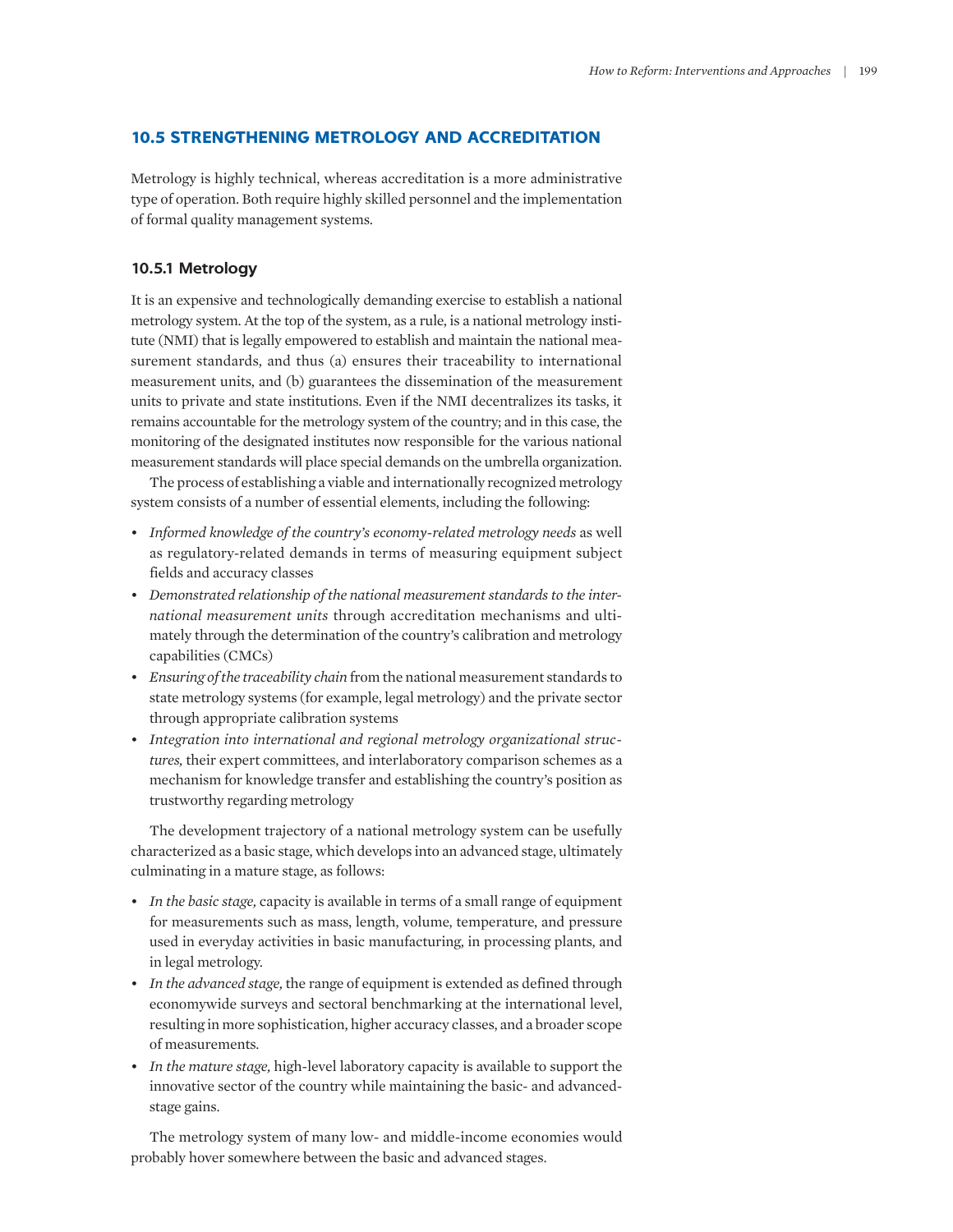## 10.5 STRENGTHENING METROLOGY AND ACCREDITATION

Metrology is highly technical, whereas accreditation is a more administrative type of operation. Both require highly skilled personnel and the implementation of formal quality management systems.

### 10.5.1 Metrology

It is an expensive and technologically demanding exercise to establish a national metrology system. At the top of the system, as a rule, is a national metrology institute (NMI) that is legally empowered to establish and maintain the national measurement standards, and thus (a) ensures their traceability to international measurement units, and (b) guarantees the dissemination of the measurement units to private and state institutions. Even if the NMI decentralizes its tasks, it remains accountable for the metrology system of the country; and in this case, the monitoring of the designated institutes now responsible for the various national measurement standards will place special demands on the umbrella organization.

The process of establishing a viable and internationally recognized metrology system consists of a number of essential elements, including the following:

- *Informed knowledge of the country's economy-related metrology needs* as well as regulatory-related demands in terms of measuring equipment subject fields and accuracy classes
- *Demonstrated relationship of the national measurement standards to the international measurement units* through accreditation mechanisms and ultimately through the determination of the country's calibration and metrology capabilities (CMCs)
- *Ensuring of the traceability chain* from the national measurement standards to state metrology systems (for example, legal metrology) and the private sector through appropriate calibration systems
- *Integration into international and regional metrology organizational structures,* their expert committees, and interlaboratory comparison schemes as a mechanism for knowledge transfer and establishing the country's position as trustworthy regarding metrology

The development trajectory of a national metrology system can be usefully characterized as a basic stage, which develops into an advanced stage, ultimately culminating in a mature stage, as follows:

- *In the basic stage,* capacity is available in terms of a small range of equipment for measurements such as mass, length, volume, temperature, and pressure used in everyday activities in basic manufacturing, in processing plants, and in legal metrology.
- *In the advanced stage,* the range of equipment is extended as defined through economywide surveys and sectoral benchmarking at the international level, resulting in more sophistication, higher accuracy classes, and a broader scope of measurements.
- *In the mature stage,* high-level laboratory capacity is available to support the innovative sector of the country while maintaining the basic- and advanced-stage gains.

The metrology system of many low- and middle-income economies would probably hover somewhere between the basic and advanced stages.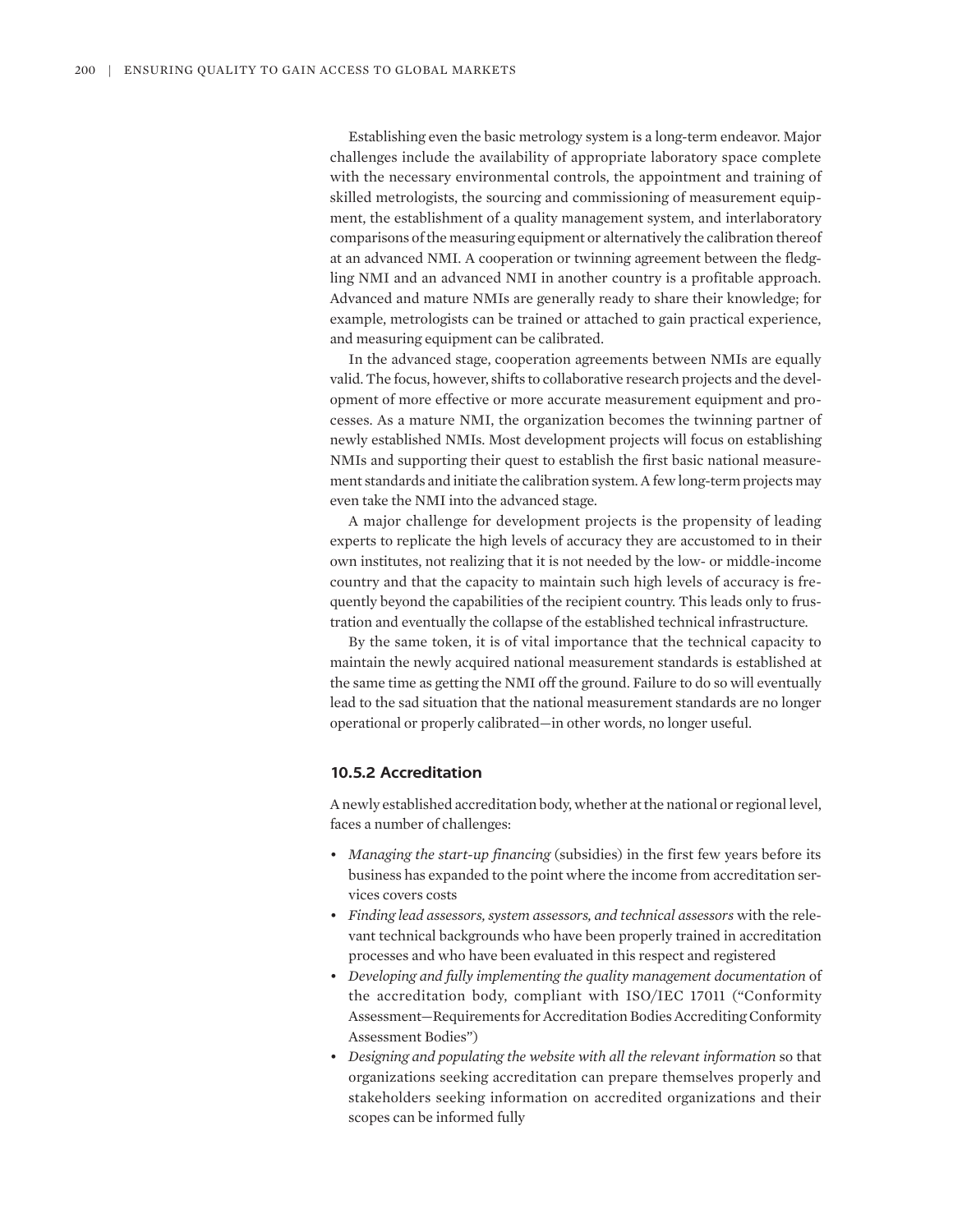Establishing even the basic metrology system is a long-term endeavor. Major challenges include the availability of appropriate laboratory space complete with the necessary environmental controls, the appointment and training of skilled metrologists, the sourcing and commissioning of measurement equipment, the establishment of a quality management system, and interlaboratory comparisons of the measuring equipment or alternatively the calibration thereof at an advanced NMI. A cooperation or twinning agreement between the fledgling NMI and an advanced NMI in another country is a profitable approach. Advanced and mature NMIs are generally ready to share their knowledge; for example, metrologists can be trained or attached to gain practical experience, and measuring equipment can be calibrated.

In the advanced stage, cooperation agreements between NMIs are equally valid. The focus, however, shifts to collaborative research projects and the development of more effective or more accurate measurement equipment and processes. As a mature NMI, the organization becomes the twinning partner of newly established NMIs. Most development projects will focus on establishing NMIs and supporting their quest to establish the first basic national measurement standards and initiate the calibration system. A few long-term projects may even take the NMI into the advanced stage.

A major challenge for development projects is the propensity of leading experts to replicate the high levels of accuracy they are accustomed to in their own institutes, not realizing that it is not needed by the low- or middle-income country and that the capacity to maintain such high levels of accuracy is frequently beyond the capabilities of the recipient country. This leads only to frustration and eventually the collapse of the established technical infrastructure.

By the same token, it is of vital importance that the technical capacity to maintain the newly acquired national measurement standards is established at the same time as getting the NMI off the ground. Failure to do so will eventually lead to the sad situation that the national measurement standards are no longer operational or properly calibrated—in other words, no longer useful.

### 10.5.2 Accreditation

A newly established accreditation body, whether at the national or regional level, faces a number of challenges:

- *Managing the start-up financing* (subsidies) in the first few years before its business has expanded to the point where the income from accreditation services covers costs
- *Finding lead assessors, system assessors, and technical assessors* with the relevant technical backgrounds who have been properly trained in accreditation processes and who have been evaluated in this respect and registered
- *Developing and fully implementing the quality management documentation* of the accreditation body, compliant with ISO/IEC 17011 ("Conformity Assessment—Requirements for Accreditation Bodies Accrediting Conformity Assessment Bodies")
- *Designing and populating the website with all the relevant information* so that organizations seeking accreditation can prepare themselves properly and stakeholders seeking information on accredited organizations and their scopes can be informed fully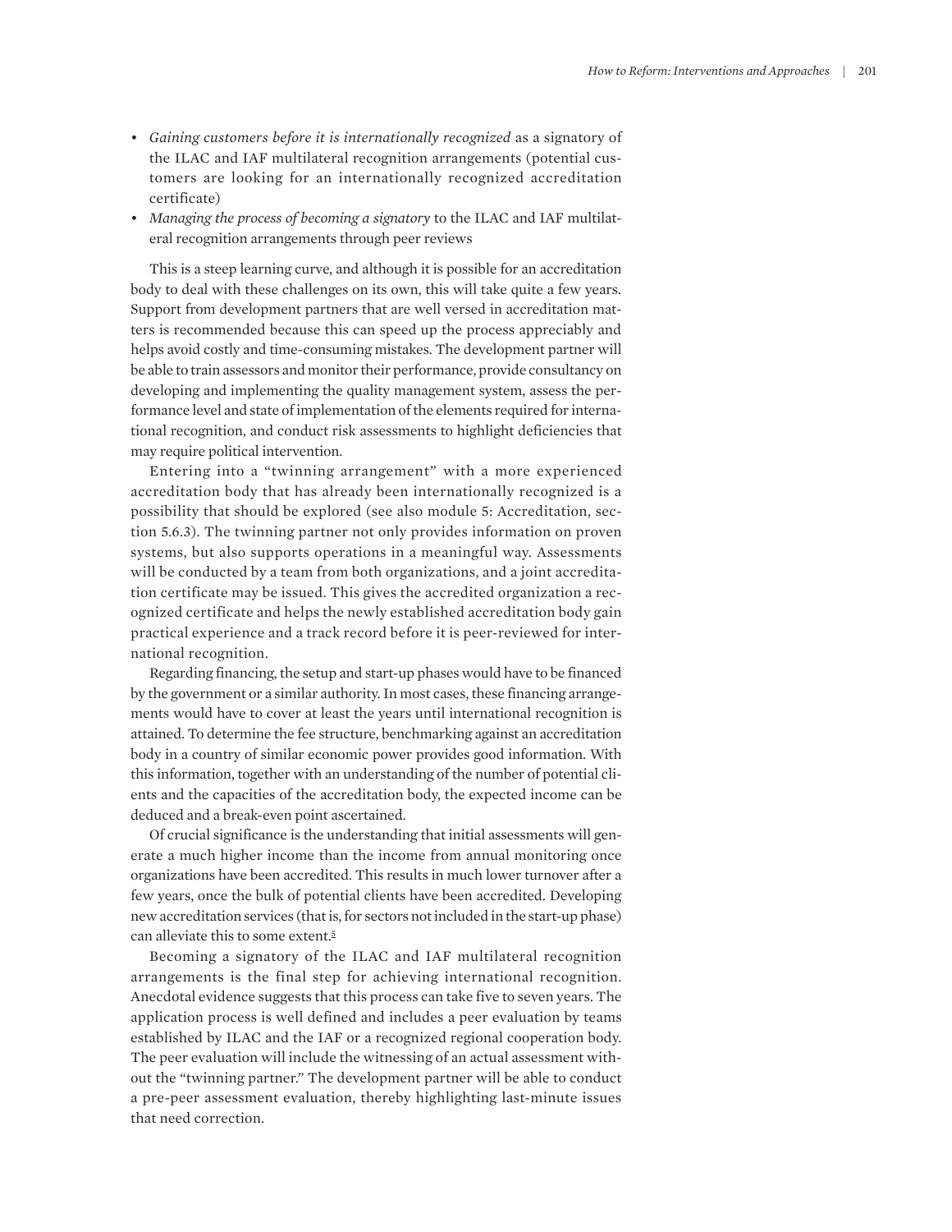- *Gaining customers before it is internationally recognized* as a signatory of the ILAC and IAF multilateral recognition arrangements (potential customers are looking for an internationally recognized accreditation certificate)
- *Managing the process of becoming a signatory* to the ILAC and IAF multilateral recognition arrangements through peer reviews

This is a steep learning curve, and although it is possible for an accreditation body to deal with these challenges on its own, this will take quite a few years. Support from development partners that are well versed in accreditation matters is recommended because this can speed up the process appreciably and helps avoid costly and time-consuming mistakes. The development partner will be able to train assessors and monitor their performance, provide consultancy on developing and implementing the quality management system, assess the performance level and state of implementation of the elements required for international recognition, and conduct risk assessments to highlight deficiencies that may require political intervention.

Entering into a "twinning arrangement" with a more experienced accreditation body that has already been internationally recognized is a possibility that should be explored (see also module 5: Accreditation, section 5.6.3). The twinning partner not only provides information on proven systems, but also supports operations in a meaningful way. Assessments will be conducted by a team from both organizations, and a joint accreditation certificate may be issued. This gives the accredited organization a recognized certificate and helps the newly established accreditation body gain practical experience and a track record before it is peer-reviewed for international recognition.

Regarding financing, the setup and start-up phases would have to be financed by the government or a similar authority. In most cases, these financing arrangements would have to cover at least the years until international recognition is attained. To determine the fee structure, benchmarking against an accreditation body in a country of similar economic power provides good information. With this information, together with an understanding of the number of potential clients and the capacities of the accreditation body, the expected income can be deduced and a break-even point ascertained.

Of crucial significance is the understanding that initial assessments will generate a much higher income than the income from annual monitoring once organizations have been accredited. This results in much lower turnover after a few years, once the bulk of potential clients have been accredited. Developing new accreditation services (that is, for sectors not included in the start-up phase) can alleviate this to some extent.[5]

Becoming a signatory of the ILAC and IAF multilateral recognition arrangements is the final step for achieving international recognition. Anecdotal evidence suggests that this process can take five to seven years. The application process is well defined and includes a peer evaluation by teams established by ILAC and the IAF or a recognized regional cooperation body. The peer evaluation will include the witnessing of an actual assessment without the "twinning partner." The development partner will be able to conduct a pre-peer assessment evaluation, thereby highlighting last-minute issues that need correction.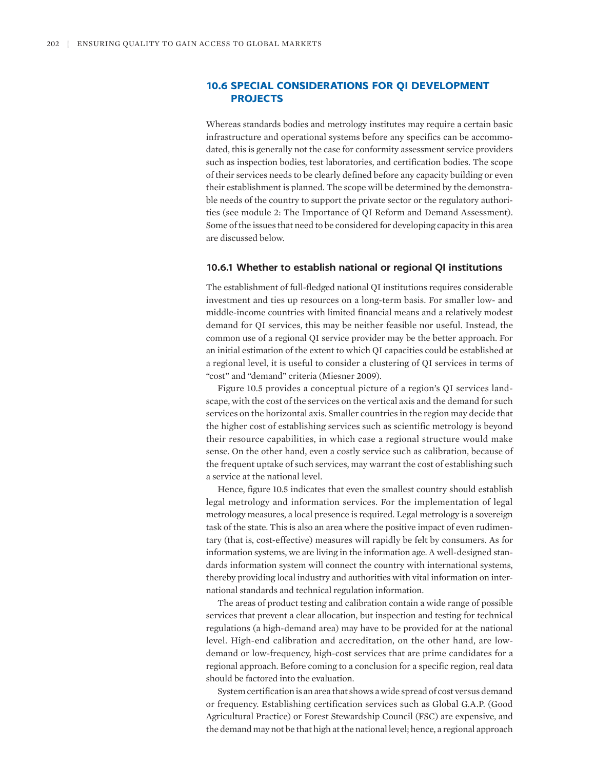## 10.6 SPECIAL CONSIDERATIONS FOR QI DEVELOPMENT PROJECTS

Whereas standards bodies and metrology institutes may require a certain basic infrastructure and operational systems before any specifics can be accommodated, this is generally not the case for conformity assessment service providers such as inspection bodies, test laboratories, and certification bodies. The scope of their services needs to be clearly defined before any capacity building or even their establishment is planned. The scope will be determined by the demonstrable needs of the country to support the private sector or the regulatory authorities (see module 2: The Importance of QI Reform and Demand Assessment). Some of the issues that need to be considered for developing capacity in this area are discussed below.

### 10.6.1 Whether to establish national or regional QI institutions

The establishment of full-fledged national QI institutions requires considerable investment and ties up resources on a long-term basis. For smaller low- and middle-income countries with limited financial means and a relatively modest demand for QI services, this may be neither feasible nor useful. Instead, the common use of a regional QI service provider may be the better approach. For an initial estimation of the extent to which QI capacities could be established at a regional level, it is useful to consider a clustering of QI services in terms of "cost" and "demand" criteria (Miesner 2009).

Figure 10.5 provides a conceptual picture of a region's QI services landscape, with the cost of the services on the vertical axis and the demand for such services on the horizontal axis. Smaller countries in the region may decide that the higher cost of establishing services such as scientific metrology is beyond their resource capabilities, in which case a regional structure would make sense. On the other hand, even a costly service such as calibration, because of the frequent uptake of such services, may warrant the cost of establishing such a service at the national level.

Hence, figure 10.5 indicates that even the smallest country should establish legal metrology and information services. For the implementation of legal metrology measures, a local presence is required. Legal metrology is a sovereign task of the state. This is also an area where the positive impact of even rudimentary (that is, cost-effective) measures will rapidly be felt by consumers. As for information systems, we are living in the information age. A well-designed standards information system will connect the country with international systems, thereby providing local industry and authorities with vital information on international standards and technical regulation information.

The areas of product testing and calibration contain a wide range of possible services that prevent a clear allocation, but inspection and testing for technical regulations (a high-demand area) may have to be provided for at the national level. High-end calibration and accreditation, on the other hand, are low-demand or low-frequency, high-cost services that are prime candidates for a regional approach. Before coming to a conclusion for a specific region, real data should be factored into the evaluation.

System certification is an area that shows a wide spread of cost versus demand or frequency. Establishing certification services such as Global G.A.P. (Good Agricultural Practice) or Forest Stewardship Council (FSC) are expensive, and the demand may not be that high at the national level; hence, a regional approach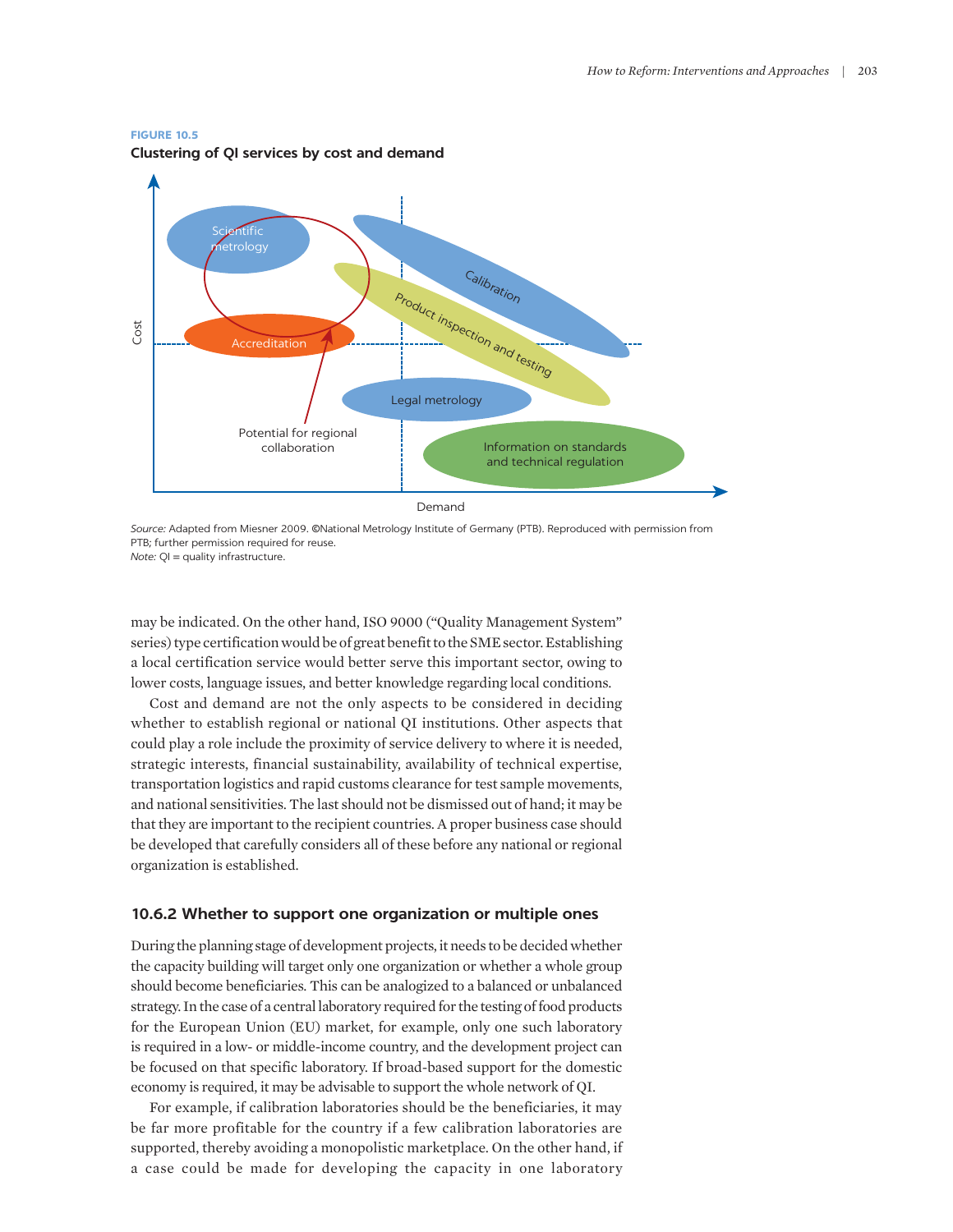**FIGURE 10.5**

**Clustering of QI services by cost and demand**

*Source:* Adapted from Miesner 2009. ©National Metrology Institute of Germany (PTB). Reproduced with permission from PTB; further permission required for reuse.
*Note:* QI = quality infrastructure.

may be indicated. On the other hand, ISO 9000 ("Quality Management System" series) type certification would be of great benefit to the SME sector. Establishing a local certification service would better serve this important sector, owing to lower costs, language issues, and better knowledge regarding local conditions.

Cost and demand are not the only aspects to be considered in deciding whether to establish regional or national QI institutions. Other aspects that could play a role include the proximity of service delivery to where it is needed, strategic interests, financial sustainability, availability of technical expertise, transportation logistics and rapid customs clearance for test sample movements, and national sensitivities. The last should not be dismissed out of hand; it may be that they are important to the recipient countries. A proper business case should be developed that carefully considers all of these before any national or regional organization is established.

### 10.6.2 Whether to support one organization or multiple ones

During the planning stage of development projects, it needs to be decided whether the capacity building will target only one organization or whether a whole group should become beneficiaries. This can be analogized to a balanced or unbalanced strategy. In the case of a central laboratory required for the testing of food products for the European Union (EU) market, for example, only one such laboratory is required in a low- or middle-income country, and the development project can be focused on that specific laboratory. If broad-based support for the domestic economy is required, it may be advisable to support the whole network of QI.

For example, if calibration laboratories should be the beneficiaries, it may be far more profitable for the country if a few calibration laboratories are supported, thereby avoiding a monopolistic marketplace. On the other hand, if a case could be made for developing the capacity in one laboratory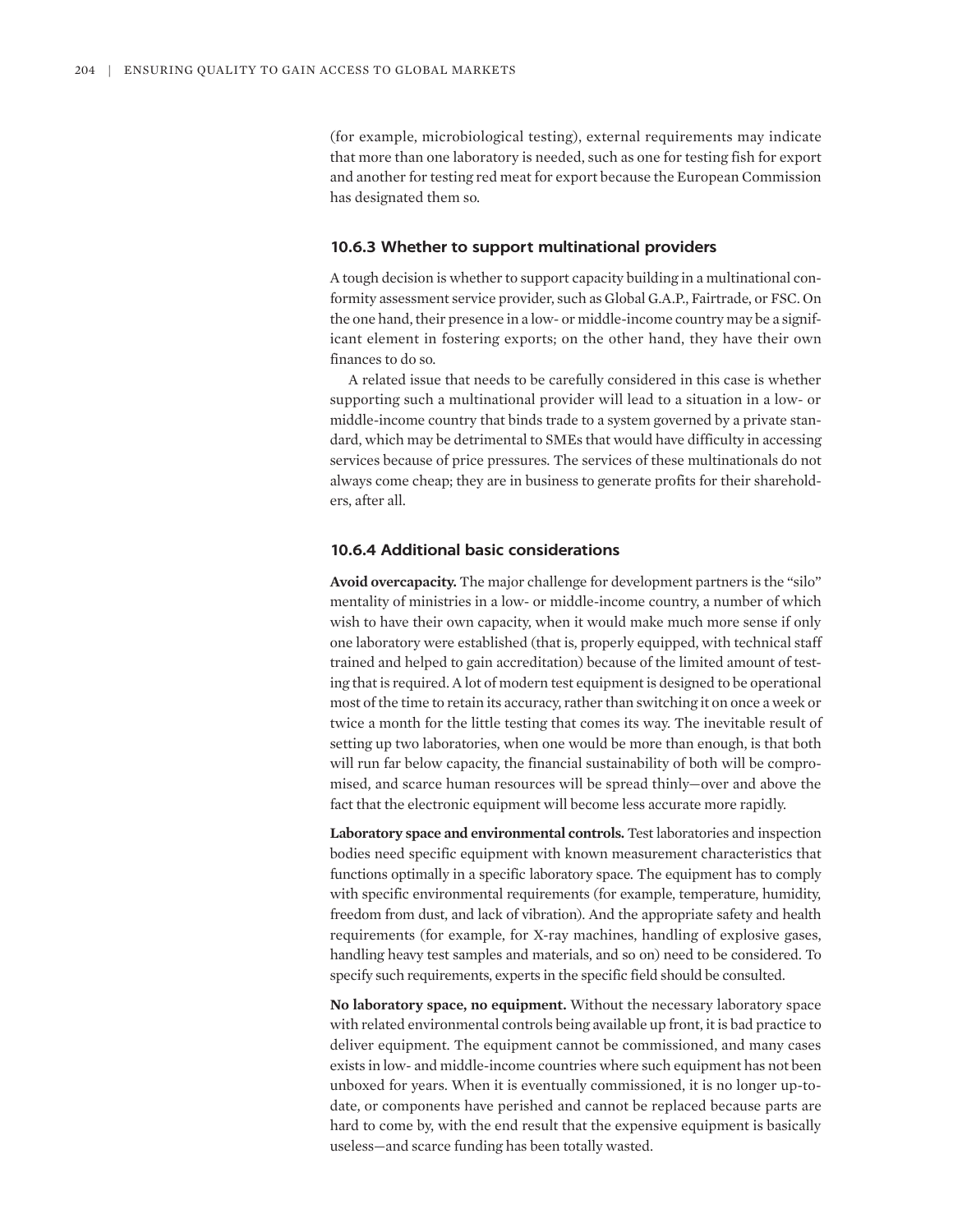(for example, microbiological testing), external requirements may indicate that more than one laboratory is needed, such as one for testing fish for export and another for testing red meat for export because the European Commission has designated them so.

### 10.6.3 Whether to support multinational providers

A tough decision is whether to support capacity building in a multinational conformity assessment service provider, such as Global G.A.P., Fairtrade, or FSC. On the one hand, their presence in a low- or middle-income country may be a significant element in fostering exports; on the other hand, they have their own finances to do so.

A related issue that needs to be carefully considered in this case is whether supporting such a multinational provider will lead to a situation in a low- or middle-income country that binds trade to a system governed by a private standard, which may be detrimental to SMEs that would have difficulty in accessing services because of price pressures. The services of these multinationals do not always come cheap; they are in business to generate profits for their shareholders, after all.

### 10.6.4 Additional basic considerations

**Avoid overcapacity.** The major challenge for development partners is the "silo" mentality of ministries in a low- or middle-income country, a number of which wish to have their own capacity, when it would make much more sense if only one laboratory were established (that is, properly equipped, with technical staff trained and helped to gain accreditation) because of the limited amount of testing that is required. A lot of modern test equipment is designed to be operational most of the time to retain its accuracy, rather than switching it on once a week or twice a month for the little testing that comes its way. The inevitable result of setting up two laboratories, when one would be more than enough, is that both will run far below capacity, the financial sustainability of both will be compromised, and scarce human resources will be spread thinly—over and above the fact that the electronic equipment will become less accurate more rapidly.

**Laboratory space and environmental controls.** Test laboratories and inspection bodies need specific equipment with known measurement characteristics that functions optimally in a specific laboratory space. The equipment has to comply with specific environmental requirements (for example, temperature, humidity, freedom from dust, and lack of vibration). And the appropriate safety and health requirements (for example, for X-ray machines, handling of explosive gases, handling heavy test samples and materials, and so on) need to be considered. To specify such requirements, experts in the specific field should be consulted.

**No laboratory space, no equipment.** Without the necessary laboratory space with related environmental controls being available up front, it is bad practice to deliver equipment. The equipment cannot be commissioned, and many cases exists in low- and middle-income countries where such equipment has not been unboxed for years. When it is eventually commissioned, it is no longer up-to-date, or components have perished and cannot be replaced because parts are hard to come by, with the end result that the expensive equipment is basically useless—and scarce funding has been totally wasted.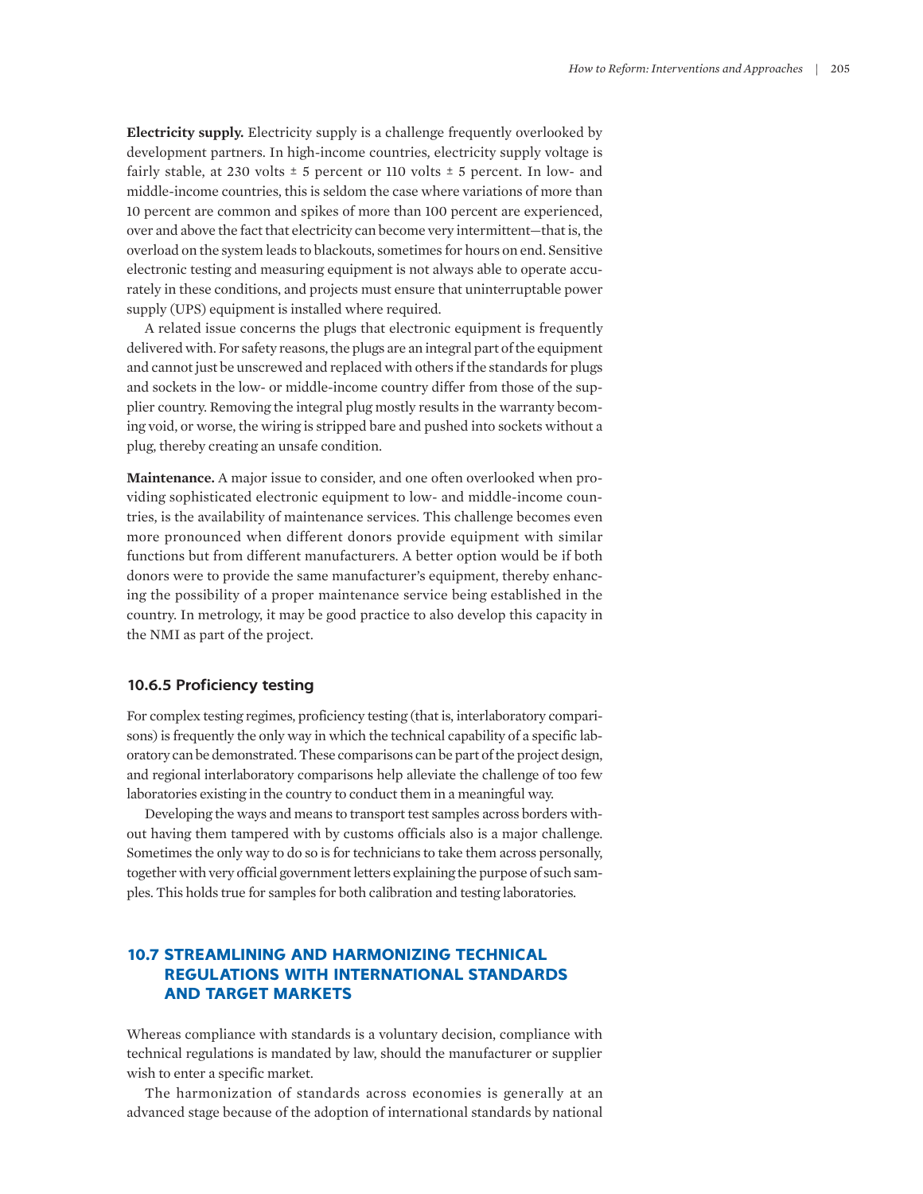**Electricity supply.** Electricity supply is a challenge frequently overlooked by development partners. In high-income countries, electricity supply voltage is fairly stable, at 230 volts ± 5 percent or 110 volts ± 5 percent. In low- and middle-income countries, this is seldom the case where variations of more than 10 percent are common and spikes of more than 100 percent are experienced, over and above the fact that electricity can become very intermittent—that is, the overload on the system leads to blackouts, sometimes for hours on end. Sensitive electronic testing and measuring equipment is not always able to operate accurately in these conditions, and projects must ensure that uninterruptable power supply (UPS) equipment is installed where required.

A related issue concerns the plugs that electronic equipment is frequently delivered with. For safety reasons, the plugs are an integral part of the equipment and cannot just be unscrewed and replaced with others if the standards for plugs and sockets in the low- or middle-income country differ from those of the supplier country. Removing the integral plug mostly results in the warranty becoming void, or worse, the wiring is stripped bare and pushed into sockets without a plug, thereby creating an unsafe condition.

**Maintenance.** A major issue to consider, and one often overlooked when providing sophisticated electronic equipment to low- and middle-income countries, is the availability of maintenance services. This challenge becomes even more pronounced when different donors provide equipment with similar functions but from different manufacturers. A better option would be if both donors were to provide the same manufacturer's equipment, thereby enhancing the possibility of a proper maintenance service being established in the country. In metrology, it may be good practice to also develop this capacity in the NMI as part of the project.

### 10.6.5 Proficiency testing

For complex testing regimes, proficiency testing (that is, interlaboratory comparisons) is frequently the only way in which the technical capability of a specific laboratory can be demonstrated. These comparisons can be part of the project design, and regional interlaboratory comparisons help alleviate the challenge of too few laboratories existing in the country to conduct them in a meaningful way.

Developing the ways and means to transport test samples across borders without having them tampered with by customs officials also is a major challenge. Sometimes the only way to do so is for technicians to take them across personally, together with very official government letters explaining the purpose of such samples. This holds true for samples for both calibration and testing laboratories.

## 10.7 STREAMLINING AND HARMONIZING TECHNICAL REGULATIONS WITH INTERNATIONAL STANDARDS AND TARGET MARKETS

Whereas compliance with standards is a voluntary decision, compliance with technical regulations is mandated by law, should the manufacturer or supplier wish to enter a specific market.

The harmonization of standards across economies is generally at an advanced stage because of the adoption of international standards by national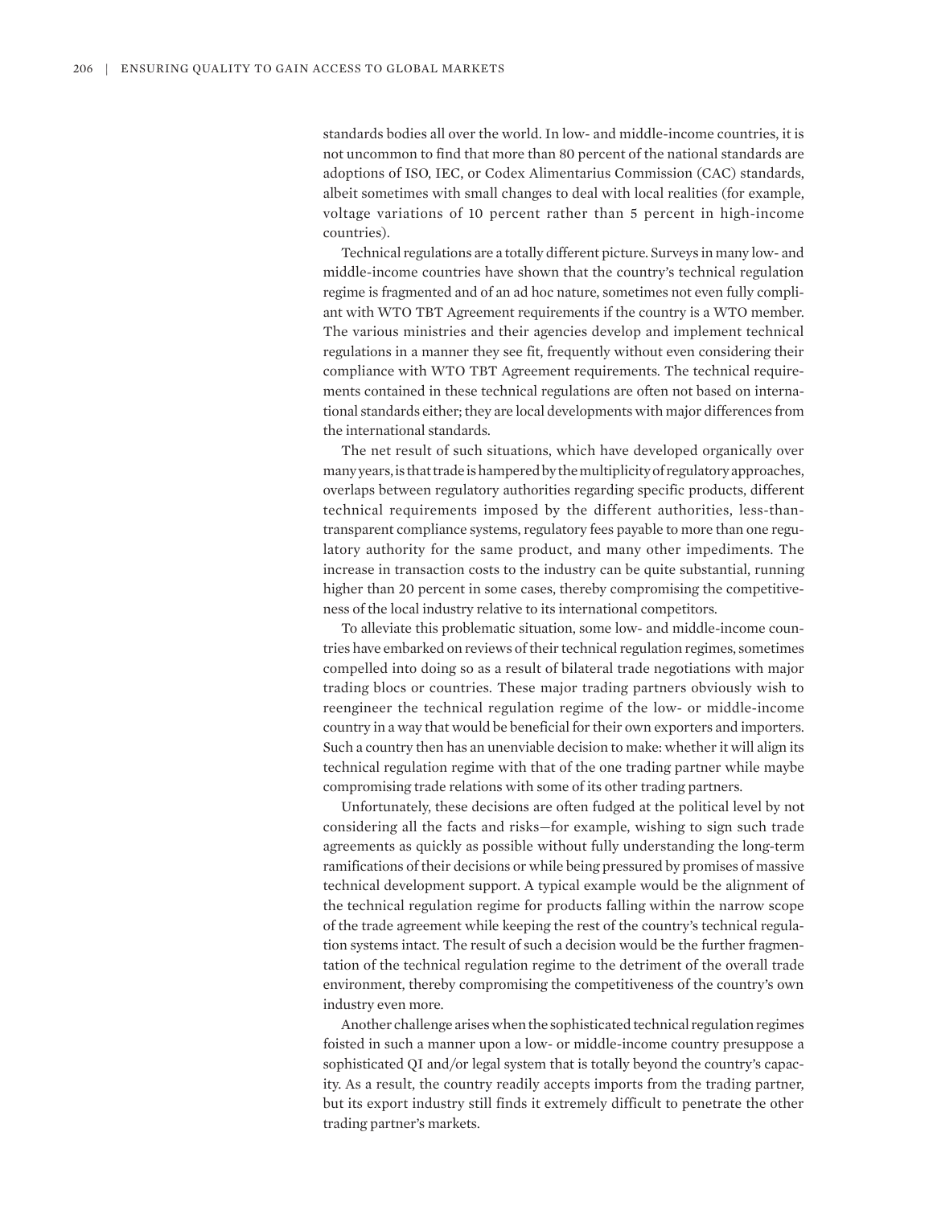standards bodies all over the world. In low- and middle-income countries, it is not uncommon to find that more than 80 percent of the national standards are adoptions of ISO, IEC, or Codex Alimentarius Commission (CAC) standards, albeit sometimes with small changes to deal with local realities (for example, voltage variations of 10 percent rather than 5 percent in high-income countries).

Technical regulations are a totally different picture. Surveys in many low- and middle-income countries have shown that the country's technical regulation regime is fragmented and of an ad hoc nature, sometimes not even fully compliant with WTO TBT Agreement requirements if the country is a WTO member. The various ministries and their agencies develop and implement technical regulations in a manner they see fit, frequently without even considering their compliance with WTO TBT Agreement requirements. The technical requirements contained in these technical regulations are often not based on international standards either; they are local developments with major differences from the international standards.

The net result of such situations, which have developed organically over many years, is that trade is hampered by the multiplicity of regulatory approaches, overlaps between regulatory authorities regarding specific products, different technical requirements imposed by the different authorities, less-than-transparent compliance systems, regulatory fees payable to more than one regulatory authority for the same product, and many other impediments. The increase in transaction costs to the industry can be quite substantial, running higher than 20 percent in some cases, thereby compromising the competitiveness of the local industry relative to its international competitors.

To alleviate this problematic situation, some low- and middle-income countries have embarked on reviews of their technical regulation regimes, sometimes compelled into doing so as a result of bilateral trade negotiations with major trading blocs or countries. These major trading partners obviously wish to reengineer the technical regulation regime of the low- or middle-income country in a way that would be beneficial for their own exporters and importers. Such a country then has an unenviable decision to make: whether it will align its technical regulation regime with that of the one trading partner while maybe compromising trade relations with some of its other trading partners.

Unfortunately, these decisions are often fudged at the political level by not considering all the facts and risks—for example, wishing to sign such trade agreements as quickly as possible without fully understanding the long-term ramifications of their decisions or while being pressured by promises of massive technical development support. A typical example would be the alignment of the technical regulation regime for products falling within the narrow scope of the trade agreement while keeping the rest of the country's technical regulation systems intact. The result of such a decision would be the further fragmentation of the technical regulation regime to the detriment of the overall trade environment, thereby compromising the competitiveness of the country's own industry even more.

Another challenge arises when the sophisticated technical regulation regimes foisted in such a manner upon a low- or middle-income country presuppose a sophisticated QI and/or legal system that is totally beyond the country's capacity. As a result, the country readily accepts imports from the trading partner, but its export industry still finds it extremely difficult to penetrate the other trading partner's markets.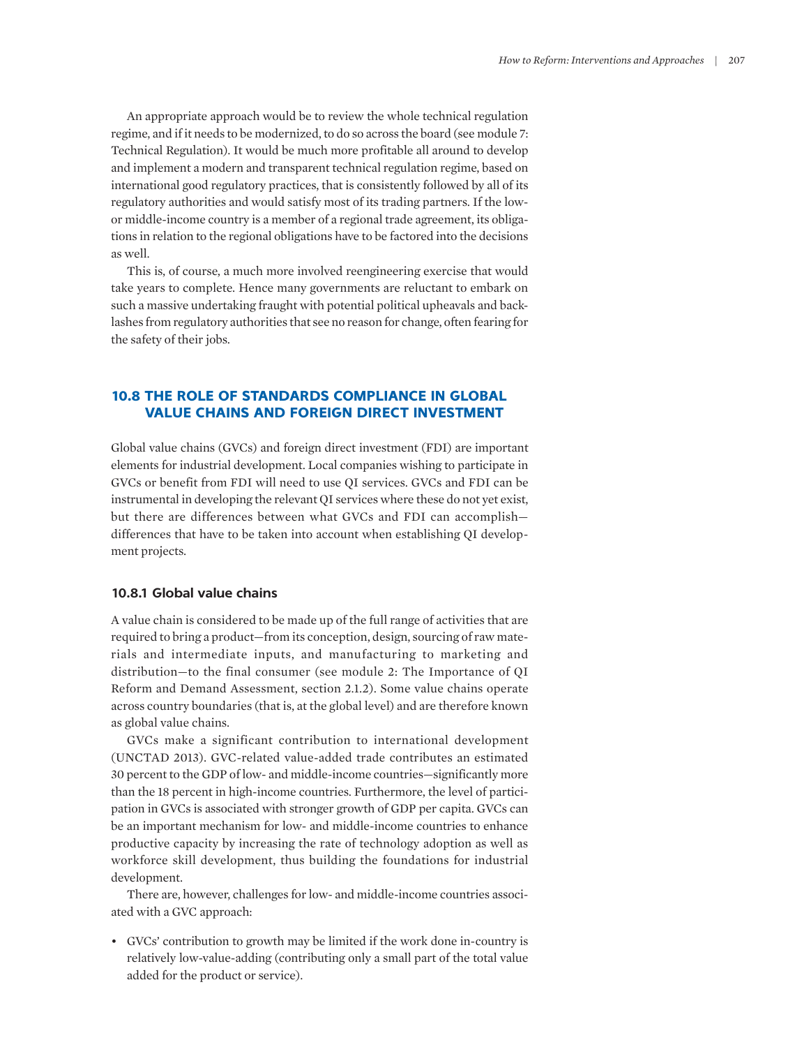An appropriate approach would be to review the whole technical regulation regime, and if it needs to be modernized, to do so across the board (see module 7: Technical Regulation). It would be much more profitable all around to develop and implement a modern and transparent technical regulation regime, based on international good regulatory practices, that is consistently followed by all of its regulatory authorities and would satisfy most of its trading partners. If the low- or middle-income country is a member of a regional trade agreement, its obligations in relation to the regional obligations have to be factored into the decisions as well.

This is, of course, a much more involved reengineering exercise that would take years to complete. Hence many governments are reluctant to embark on such a massive undertaking fraught with potential political upheavals and backlashes from regulatory authorities that see no reason for change, often fearing for the safety of their jobs.

## 10.8 THE ROLE OF STANDARDS COMPLIANCE IN GLOBAL VALUE CHAINS AND FOREIGN DIRECT INVESTMENT

Global value chains (GVCs) and foreign direct investment (FDI) are important elements for industrial development. Local companies wishing to participate in GVCs or benefit from FDI will need to use QI services. GVCs and FDI can be instrumental in developing the relevant QI services where these do not yet exist, but there are differences between what GVCs and FDI can accomplish—differences that have to be taken into account when establishing QI development projects.

### 10.8.1 Global value chains

A value chain is considered to be made up of the full range of activities that are required to bring a product—from its conception, design, sourcing of raw materials and intermediate inputs, and manufacturing to marketing and distribution—to the final consumer (see module 2: The Importance of QI Reform and Demand Assessment, section 2.1.2). Some value chains operate across country boundaries (that is, at the global level) and are therefore known as global value chains.

GVCs make a significant contribution to international development (UNCTAD 2013). GVC-related value-added trade contributes an estimated 30 percent to the GDP of low- and middle-income countries—significantly more than the 18 percent in high-income countries. Furthermore, the level of participation in GVCs is associated with stronger growth of GDP per capita. GVCs can be an important mechanism for low- and middle-income countries to enhance productive capacity by increasing the rate of technology adoption as well as workforce skill development, thus building the foundations for industrial development.

There are, however, challenges for low- and middle-income countries associated with a GVC approach:

- GVCs' contribution to growth may be limited if the work done in-country is relatively low-value-adding (contributing only a small part of the total value added for the product or service).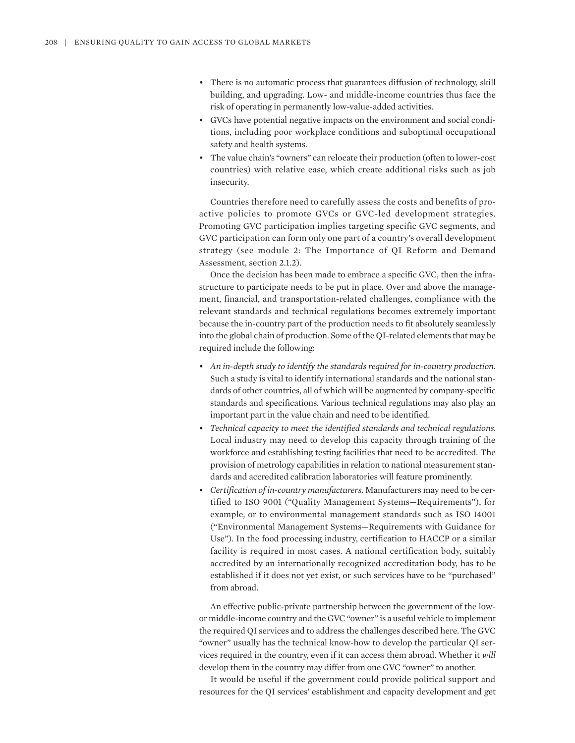- There is no automatic process that guarantees diffusion of technology, skill building, and upgrading. Low- and middle-income countries thus face the risk of operating in permanently low-value-added activities.
- GVCs have potential negative impacts on the environment and social conditions, including poor workplace conditions and suboptimal occupational safety and health systems.
- The value chain's "owners" can relocate their production (often to lower-cost countries) with relative ease, which create additional risks such as job insecurity.

Countries therefore need to carefully assess the costs and benefits of proactive policies to promote GVCs or GVC-led development strategies. Promoting GVC participation implies targeting specific GVC segments, and GVC participation can form only one part of a country's overall development strategy (see module 2: The Importance of QI Reform and Demand Assessment, section 2.1.2).

Once the decision has been made to embrace a specific GVC, then the infrastructure to participate needs to be put in place. Over and above the management, financial, and transportation-related challenges, compliance with the relevant standards and technical regulations becomes extremely important because the in-country part of the production needs to fit absolutely seamlessly into the global chain of production. Some of the QI-related elements that may be required include the following:

- *An in-depth study to identify the standards required for in-country production.* Such a study is vital to identify international standards and the national standards of other countries, all of which will be augmented by company-specific standards and specifications. Various technical regulations may also play an important part in the value chain and need to be identified.
- *Technical capacity to meet the identified standards and technical regulations.* Local industry may need to develop this capacity through training of the workforce and establishing testing facilities that need to be accredited. The provision of metrology capabilities in relation to national measurement standards and accredited calibration laboratories will feature prominently.
- *Certification of in-country manufacturers.* Manufacturers may need to be certified to ISO 9001 ("Quality Management Systems—Requirements"), for example, or to environmental management standards such as ISO 14001 ("Environmental Management Systems—Requirements with Guidance for Use"). In the food processing industry, certification to HACCP or a similar facility is required in most cases. A national certification body, suitably accredited by an internationally recognized accreditation body, has to be established if it does not yet exist, or such services have to be "purchased" from abroad.

An effective public-private partnership between the government of the low- or middle-income country and the GVC "owner" is a useful vehicle to implement the required QI services and to address the challenges described here. The GVC "owner" usually has the technical know-how to develop the particular QI services required in the country, even if it can access them abroad. Whether it *will* develop them in the country may differ from one GVC "owner" to another.

It would be useful if the government could provide political support and resources for the QI services' establishment and capacity development and get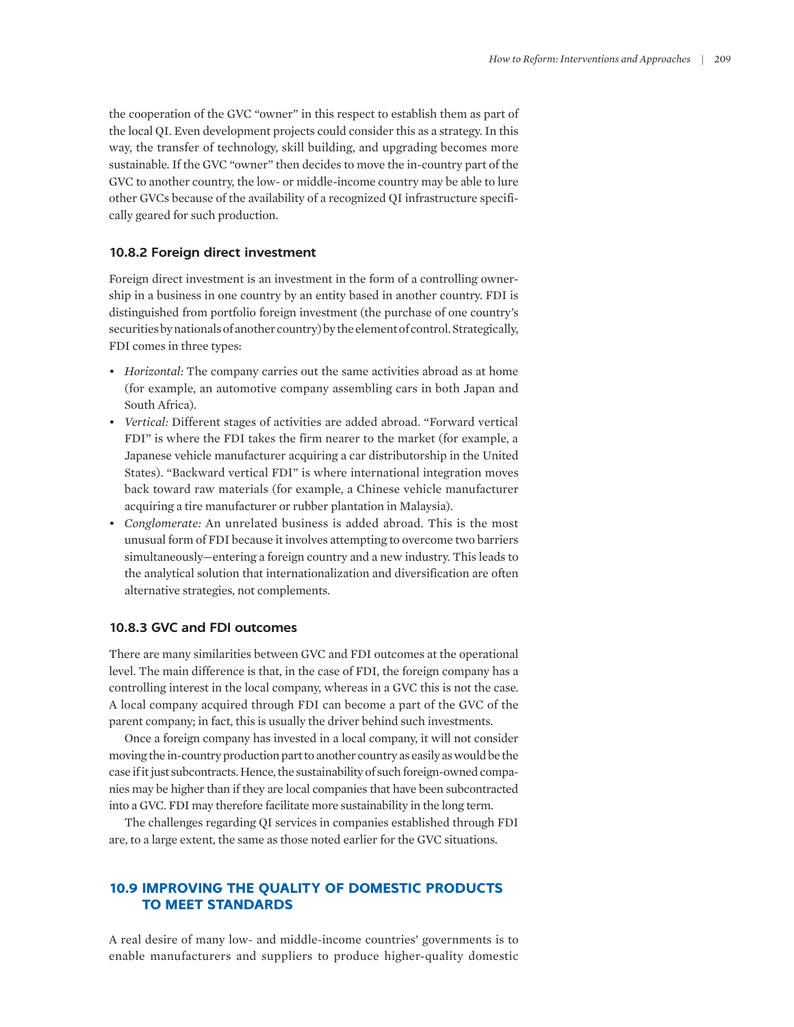the cooperation of the GVC "owner" in this respect to establish them as part of the local QI. Even development projects could consider this as a strategy. In this way, the transfer of technology, skill building, and upgrading becomes more sustainable. If the GVC "owner" then decides to move the in-country part of the GVC to another country, the low- or middle-income country may be able to lure other GVCs because of the availability of a recognized QI infrastructure specifically geared for such production.

### 10.8.2 Foreign direct investment

Foreign direct investment is an investment in the form of a controlling ownership in a business in one country by an entity based in another country. FDI is distinguished from portfolio foreign investment (the purchase of one country's securities by nationals of another country) by the element of control. Strategically, FDI comes in three types:

- *Horizontal:* The company carries out the same activities abroad as at home (for example, an automotive company assembling cars in both Japan and South Africa).
- *Vertical:* Different stages of activities are added abroad. "Forward vertical FDI" is where the FDI takes the firm nearer to the market (for example, a Japanese vehicle manufacturer acquiring a car distributorship in the United States). "Backward vertical FDI" is where international integration moves back toward raw materials (for example, a Chinese vehicle manufacturer acquiring a tire manufacturer or rubber plantation in Malaysia).
- *Conglomerate:* An unrelated business is added abroad. This is the most unusual form of FDI because it involves attempting to overcome two barriers simultaneously—entering a foreign country and a new industry. This leads to the analytical solution that internationalization and diversification are often alternative strategies, not complements.

### 10.8.3 GVC and FDI outcomes

There are many similarities between GVC and FDI outcomes at the operational level. The main difference is that, in the case of FDI, the foreign company has a controlling interest in the local company, whereas in a GVC this is not the case. A local company acquired through FDI can become a part of the GVC of the parent company; in fact, this is usually the driver behind such investments.

Once a foreign company has invested in a local company, it will not consider moving the in-country production part to another country as easily as would be the case if it just subcontracts. Hence, the sustainability of such foreign-owned companies may be higher than if they are local companies that have been subcontracted into a GVC. FDI may therefore facilitate more sustainability in the long term.

The challenges regarding QI services in companies established through FDI are, to a large extent, the same as those noted earlier for the GVC situations.

## 10.9 IMPROVING THE QUALITY OF DOMESTIC PRODUCTS TO MEET STANDARDS

A real desire of many low- and middle-income countries' governments is to enable manufacturers and suppliers to produce higher-quality domestic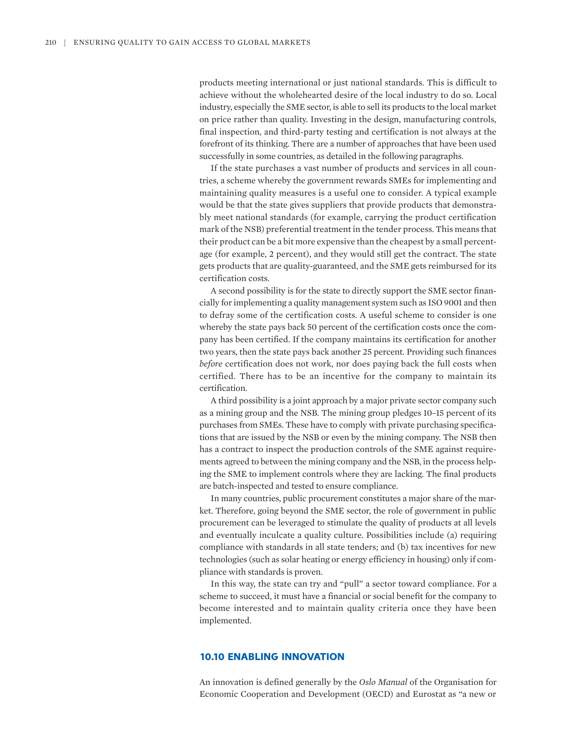products meeting international or just national standards. This is difficult to achieve without the wholehearted desire of the local industry to do so. Local industry, especially the SME sector, is able to sell its products to the local market on price rather than quality. Investing in the design, manufacturing controls, final inspection, and third-party testing and certification is not always at the forefront of its thinking. There are a number of approaches that have been used successfully in some countries, as detailed in the following paragraphs.

If the state purchases a vast number of products and services in all countries, a scheme whereby the government rewards SMEs for implementing and maintaining quality measures is a useful one to consider. A typical example would be that the state gives suppliers that provide products that demonstrably meet national standards (for example, carrying the product certification mark of the NSB) preferential treatment in the tender process. This means that their product can be a bit more expensive than the cheapest by a small percentage (for example, 2 percent), and they would still get the contract. The state gets products that are quality-guaranteed, and the SME gets reimbursed for its certification costs.

A second possibility is for the state to directly support the SME sector financially for implementing a quality management system such as ISO 9001 and then to defray some of the certification costs. A useful scheme to consider is one whereby the state pays back 50 percent of the certification costs once the company has been certified. If the company maintains its certification for another two years, then the state pays back another 25 percent. Providing such finances *before* certification does not work, nor does paying back the full costs when certified. There has to be an incentive for the company to maintain its certification.

A third possibility is a joint approach by a major private sector company such as a mining group and the NSB. The mining group pledges 10–15 percent of its purchases from SMEs. These have to comply with private purchasing specifications that are issued by the NSB or even by the mining company. The NSB then has a contract to inspect the production controls of the SME against requirements agreed to between the mining company and the NSB, in the process helping the SME to implement controls where they are lacking. The final products are batch-inspected and tested to ensure compliance.

In many countries, public procurement constitutes a major share of the market. Therefore, going beyond the SME sector, the role of government in public procurement can be leveraged to stimulate the quality of products at all levels and eventually inculcate a quality culture. Possibilities include (a) requiring compliance with standards in all state tenders; and (b) tax incentives for new technologies (such as solar heating or energy efficiency in housing) only if compliance with standards is proven.

In this way, the state can try and "pull" a sector toward compliance. For a scheme to succeed, it must have a financial or social benefit for the company to become interested and to maintain quality criteria once they have been implemented.

## 10.10 ENABLING INNOVATION

An innovation is defined generally by the *Oslo Manual* of the Organisation for Economic Cooperation and Development (OECD) and Eurostat as "a new or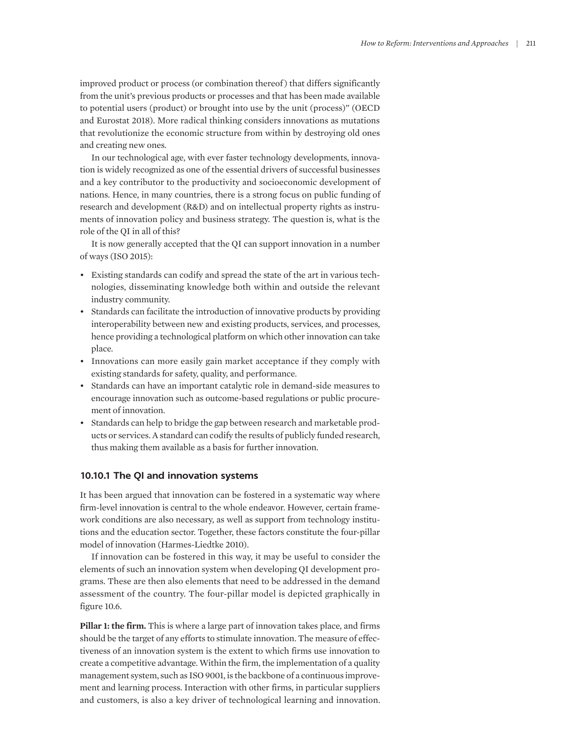improved product or process (or combination thereof) that differs significantly from the unit's previous products or processes and that has been made available to potential users (product) or brought into use by the unit (process)" (OECD and Eurostat 2018). More radical thinking considers innovations as mutations that revolutionize the economic structure from within by destroying old ones and creating new ones.

In our technological age, with ever faster technology developments, innovation is widely recognized as one of the essential drivers of successful businesses and a key contributor to the productivity and socioeconomic development of nations. Hence, in many countries, there is a strong focus on public funding of research and development (R&D) and on intellectual property rights as instruments of innovation policy and business strategy. The question is, what is the role of the QI in all of this?

It is now generally accepted that the QI can support innovation in a number of ways (ISO 2015):

- Existing standards can codify and spread the state of the art in various technologies, disseminating knowledge both within and outside the relevant industry community.
- Standards can facilitate the introduction of innovative products by providing interoperability between new and existing products, services, and processes, hence providing a technological platform on which other innovation can take place.
- Innovations can more easily gain market acceptance if they comply with existing standards for safety, quality, and performance.
- Standards can have an important catalytic role in demand-side measures to encourage innovation such as outcome-based regulations or public procurement of innovation.
- Standards can help to bridge the gap between research and marketable products or services. A standard can codify the results of publicly funded research, thus making them available as a basis for further innovation.

### 10.10.1 The QI and innovation systems

It has been argued that innovation can be fostered in a systematic way where firm-level innovation is central to the whole endeavor. However, certain framework conditions are also necessary, as well as support from technology institutions and the education sector. Together, these factors constitute the four-pillar model of innovation (Harmes-Liedtke 2010).

If innovation can be fostered in this way, it may be useful to consider the elements of such an innovation system when developing QI development programs. These are then also elements that need to be addressed in the demand assessment of the country. The four-pillar model is depicted graphically in figure 10.6.

**Pillar 1: the firm.** This is where a large part of innovation takes place, and firms should be the target of any efforts to stimulate innovation. The measure of effectiveness of an innovation system is the extent to which firms use innovation to create a competitive advantage. Within the firm, the implementation of a quality management system, such as ISO 9001, is the backbone of a continuous improvement and learning process. Interaction with other firms, in particular suppliers and customers, is also a key driver of technological learning and innovation.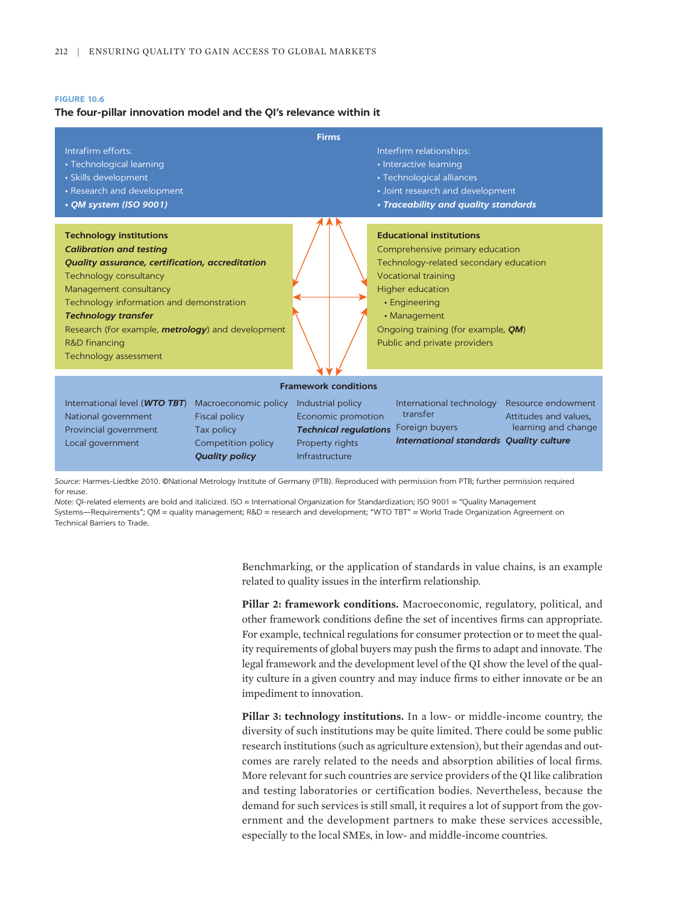**FIGURE 10.6**

**The four-pillar innovation model and the QI's relevance within it**

**Firms**

Intrafirm efforts:
- Technological learning
- Skills development
- Research and development
- ***QM system (ISO 9001)***

Interfirm relationships:
- Interactive learning
- Technological alliances
- Joint research and development
- ***Traceability and quality standards***

**Technology institutions**
***Calibration and testing***
***Quality assurance, certification, accreditation***
Technology consultancy
Management consultancy
Technology information and demonstration
***Technology transfer***
Research (for example, ***metrology***) and development
R&D financing
Technology assessment

**Educational institutions**
Comprehensive primary education
Technology-related secondary education
Vocational training
Higher education
- Engineering
- Management

Ongoing training (for example, ***QM***)
Public and private providers

**Framework conditions**

| | | | | |
|---|---|---|---|---|
| International level (***WTO TBT***) | Macroeconomic policy | Industrial policy | International technology transfer | Resource endowment |
| National government | Fiscal policy | Economic promotion | Foreign buyers | Attitudes and values, learning and change |
| Provincial government | Tax policy | ***Technical regulations*** | ***International standards*** | ***Quality culture*** |
| Local government | Competition policy | Property rights | | |
| | ***Quality policy*** | Infrastructure | | |

*Source:* Harmes-Liedtke 2010. ©National Metrology Institute of Germany (PTB). Reproduced with permission from PTB; further permission required for reuse.

*Note:* QI-related elements are bold and italicized. ISO = International Organization for Standardization; ISO 9001 = "Quality Management Systems—Requirements"; QM = quality management; R&D = research and development; "WTO TBT" = World Trade Organization Agreement on Technical Barriers to Trade.

Benchmarking, or the application of standards in value chains, is an example related to quality issues in the interfirm relationship.

**Pillar 2: framework conditions.** Macroeconomic, regulatory, political, and other framework conditions define the set of incentives firms can appropriate. For example, technical regulations for consumer protection or to meet the quality requirements of global buyers may push the firms to adapt and innovate. The legal framework and the development level of the QI show the level of the quality culture in a given country and may induce firms to either innovate or be an impediment to innovation.

**Pillar 3: technology institutions.** In a low- or middle-income country, the diversity of such institutions may be quite limited. There could be some public research institutions (such as agriculture extension), but their agendas and outcomes are rarely related to the needs and absorption abilities of local firms. More relevant for such countries are service providers of the QI like calibration and testing laboratories or certification bodies. Nevertheless, because the demand for such services is still small, it requires a lot of support from the government and the development partners to make these services accessible, especially to the local SMEs, in low- and middle-income countries.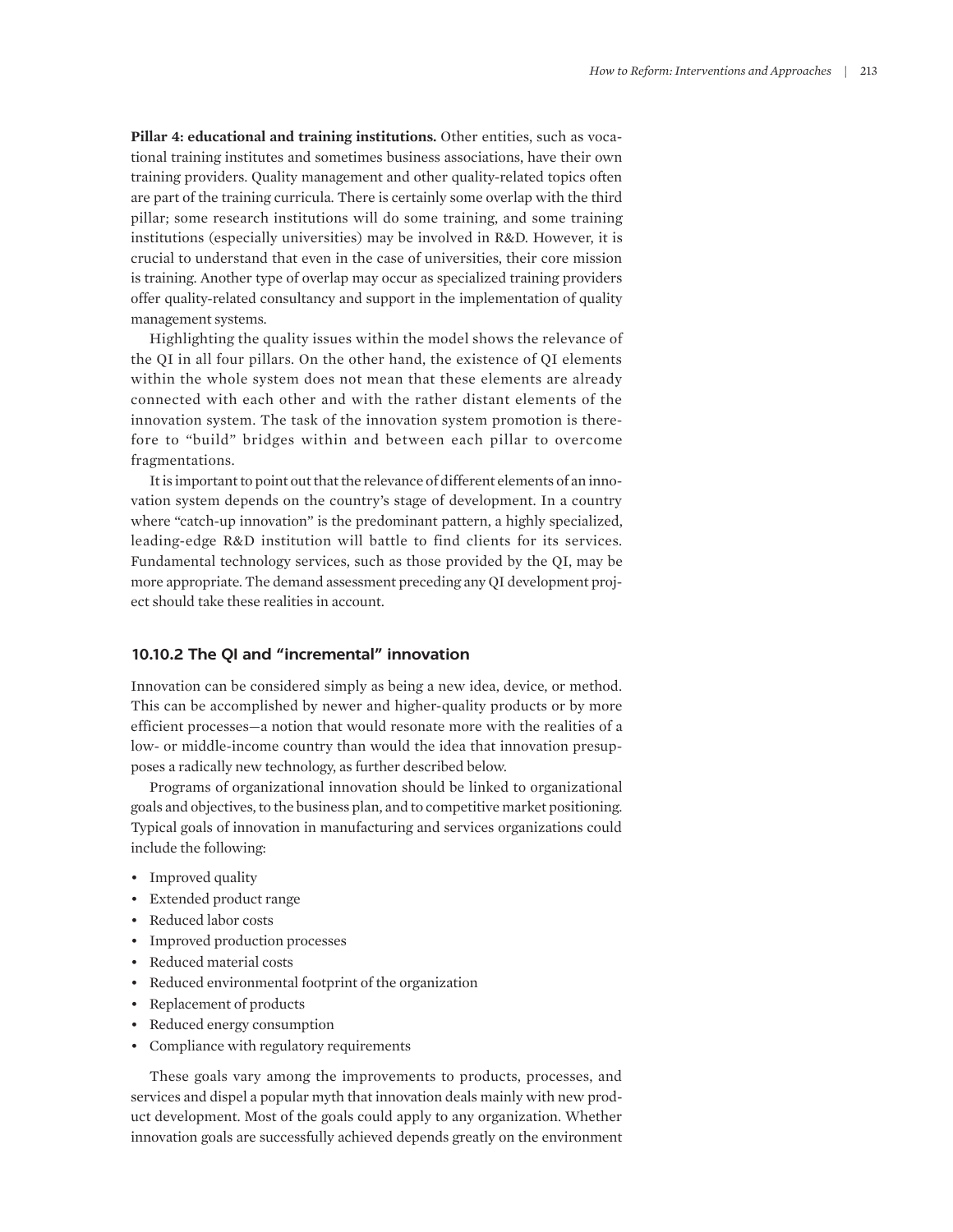**Pillar 4: educational and training institutions.** Other entities, such as vocational training institutes and sometimes business associations, have their own training providers. Quality management and other quality-related topics often are part of the training curricula. There is certainly some overlap with the third pillar; some research institutions will do some training, and some training institutions (especially universities) may be involved in R&D. However, it is crucial to understand that even in the case of universities, their core mission is training. Another type of overlap may occur as specialized training providers offer quality-related consultancy and support in the implementation of quality management systems.

Highlighting the quality issues within the model shows the relevance of the QI in all four pillars. On the other hand, the existence of QI elements within the whole system does not mean that these elements are already connected with each other and with the rather distant elements of the innovation system. The task of the innovation system promotion is therefore to "build" bridges within and between each pillar to overcome fragmentations.

It is important to point out that the relevance of different elements of an innovation system depends on the country's stage of development. In a country where "catch-up innovation" is the predominant pattern, a highly specialized, leading-edge R&D institution will battle to find clients for its services. Fundamental technology services, such as those provided by the QI, may be more appropriate. The demand assessment preceding any QI development project should take these realities in account.

### 10.10.2 The QI and "incremental" innovation

Innovation can be considered simply as being a new idea, device, or method. This can be accomplished by newer and higher-quality products or by more efficient processes—a notion that would resonate more with the realities of a low- or middle-income country than would the idea that innovation presupposes a radically new technology, as further described below.

Programs of organizational innovation should be linked to organizational goals and objectives, to the business plan, and to competitive market positioning. Typical goals of innovation in manufacturing and services organizations could include the following:

- Improved quality
- Extended product range
- Reduced labor costs
- Improved production processes
- Reduced material costs
- Reduced environmental footprint of the organization
- Replacement of products
- Reduced energy consumption
- Compliance with regulatory requirements

These goals vary among the improvements to products, processes, and services and dispel a popular myth that innovation deals mainly with new product development. Most of the goals could apply to any organization. Whether innovation goals are successfully achieved depends greatly on the environment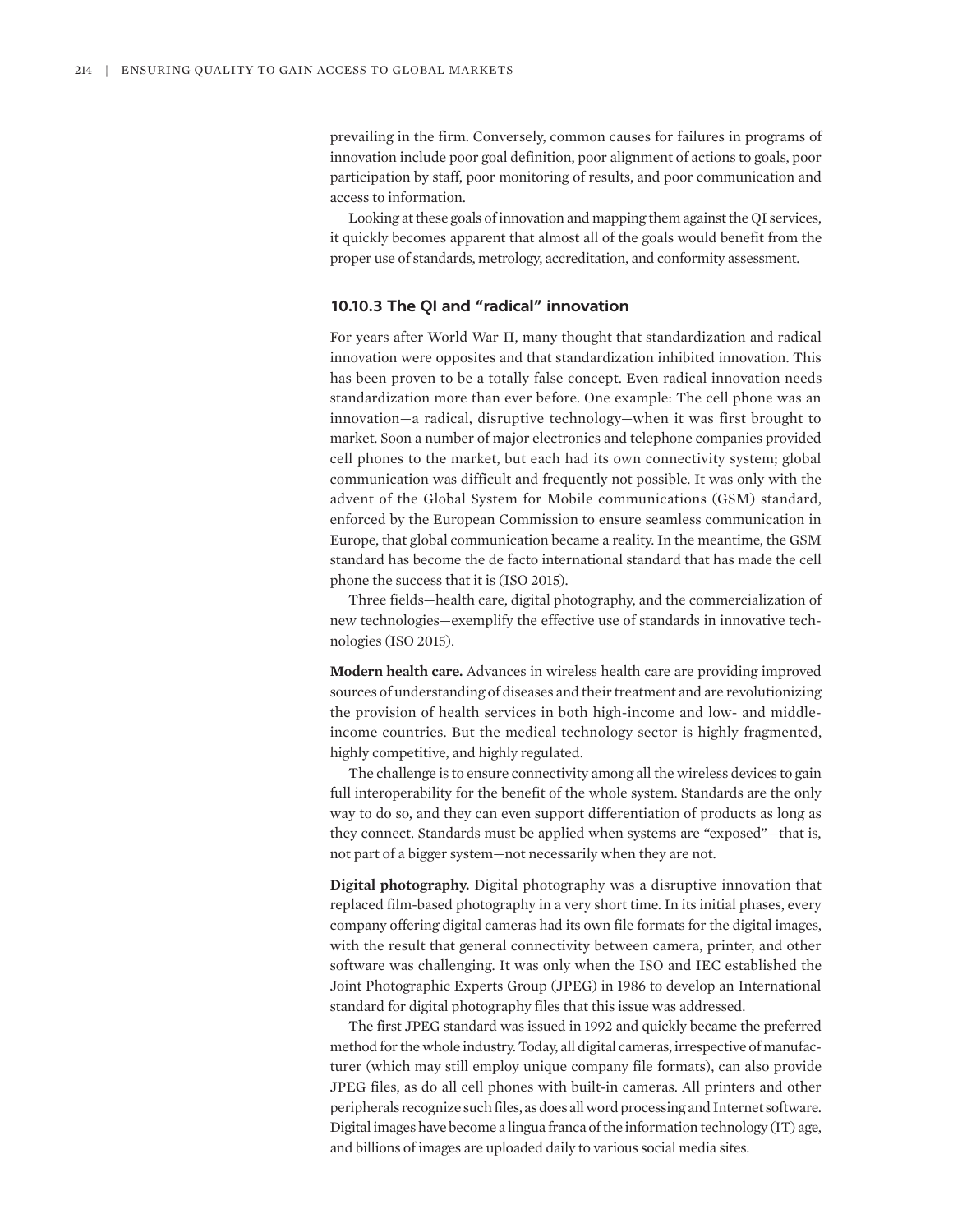prevailing in the firm. Conversely, common causes for failures in programs of innovation include poor goal definition, poor alignment of actions to goals, poor participation by staff, poor monitoring of results, and poor communication and access to information.

Looking at these goals of innovation and mapping them against the QI services, it quickly becomes apparent that almost all of the goals would benefit from the proper use of standards, metrology, accreditation, and conformity assessment.

### 10.10.3 The QI and "radical" innovation

For years after World War II, many thought that standardization and radical innovation were opposites and that standardization inhibited innovation. This has been proven to be a totally false concept. Even radical innovation needs standardization more than ever before. One example: The cell phone was an innovation—a radical, disruptive technology—when it was first brought to market. Soon a number of major electronics and telephone companies provided cell phones to the market, but each had its own connectivity system; global communication was difficult and frequently not possible. It was only with the advent of the Global System for Mobile communications (GSM) standard, enforced by the European Commission to ensure seamless communication in Europe, that global communication became a reality. In the meantime, the GSM standard has become the de facto international standard that has made the cell phone the success that it is (ISO 2015).

Three fields—health care, digital photography, and the commercialization of new technologies—exemplify the effective use of standards in innovative technologies (ISO 2015).

**Modern health care.** Advances in wireless health care are providing improved sources of understanding of diseases and their treatment and are revolutionizing the provision of health services in both high-income and low- and middle-income countries. But the medical technology sector is highly fragmented, highly competitive, and highly regulated.

The challenge is to ensure connectivity among all the wireless devices to gain full interoperability for the benefit of the whole system. Standards are the only way to do so, and they can even support differentiation of products as long as they connect. Standards must be applied when systems are "exposed"—that is, not part of a bigger system—not necessarily when they are not.

**Digital photography.** Digital photography was a disruptive innovation that replaced film-based photography in a very short time. In its initial phases, every company offering digital cameras had its own file formats for the digital images, with the result that general connectivity between camera, printer, and other software was challenging. It was only when the ISO and IEC established the Joint Photographic Experts Group (JPEG) in 1986 to develop an International standard for digital photography files that this issue was addressed.

The first JPEG standard was issued in 1992 and quickly became the preferred method for the whole industry. Today, all digital cameras, irrespective of manufacturer (which may still employ unique company file formats), can also provide JPEG files, as do all cell phones with built-in cameras. All printers and other peripherals recognize such files, as does all word processing and Internet software. Digital images have become a lingua franca of the information technology (IT) age, and billions of images are uploaded daily to various social media sites.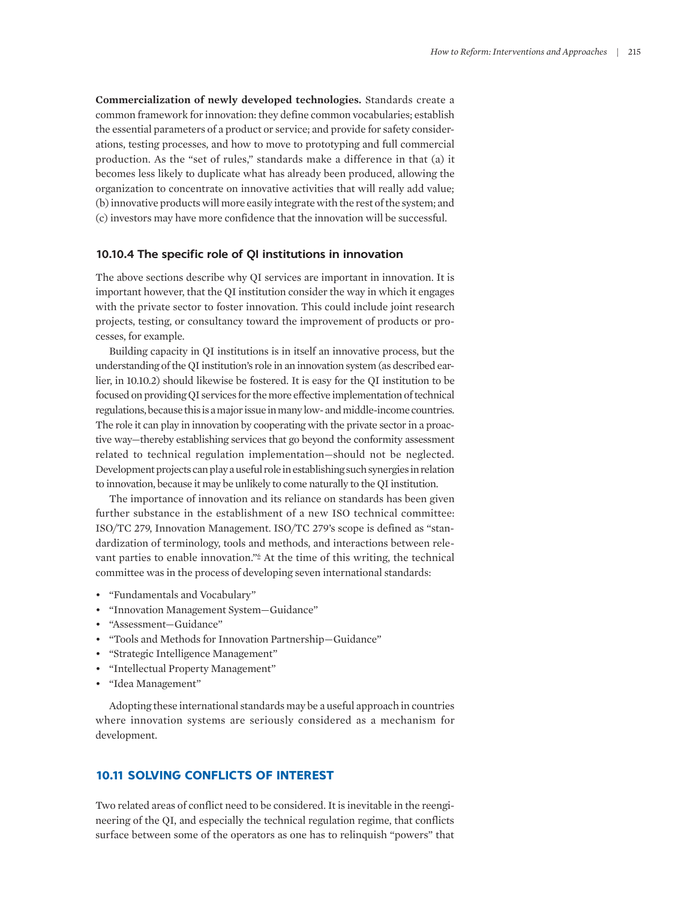**Commercialization of newly developed technologies.** Standards create a common framework for innovation: they define common vocabularies; establish the essential parameters of a product or service; and provide for safety considerations, testing processes, and how to move to prototyping and full commercial production. As the "set of rules," standards make a difference in that (a) it becomes less likely to duplicate what has already been produced, allowing the organization to concentrate on innovative activities that will really add value; (b) innovative products will more easily integrate with the rest of the system; and (c) investors may have more confidence that the innovation will be successful.

### 10.10.4 The specific role of QI institutions in innovation

The above sections describe why QI services are important in innovation. It is important however, that the QI institution consider the way in which it engages with the private sector to foster innovation. This could include joint research projects, testing, or consultancy toward the improvement of products or processes, for example.

Building capacity in QI institutions is in itself an innovative process, but the understanding of the QI institution's role in an innovation system (as described earlier, in 10.10.2) should likewise be fostered. It is easy for the QI institution to be focused on providing QI services for the more effective implementation of technical regulations, because this is a major issue in many low- and middle-income countries. The role it can play in innovation by cooperating with the private sector in a proactive way—thereby establishing services that go beyond the conformity assessment related to technical regulation implementation—should not be neglected. Development projects can play a useful role in establishing such synergies in relation to innovation, because it may be unlikely to come naturally to the QI institution.

The importance of innovation and its reliance on standards has been given further substance in the establishment of a new ISO technical committee: ISO/TC 279, Innovation Management. ISO/TC 279's scope is defined as "standardization of terminology, tools and methods, and interactions between relevant parties to enable innovation."[6] At the time of this writing, the technical committee was in the process of developing seven international standards:

- "Fundamentals and Vocabulary"
- "Innovation Management System—Guidance"
- "Assessment—Guidance"
- "Tools and Methods for Innovation Partnership—Guidance"
- "Strategic Intelligence Management"
- "Intellectual Property Management"
- "Idea Management"

Adopting these international standards may be a useful approach in countries where innovation systems are seriously considered as a mechanism for development.

## 10.11 SOLVING CONFLICTS OF INTEREST

Two related areas of conflict need to be considered. It is inevitable in the reengineering of the QI, and especially the technical regulation regime, that conflicts surface between some of the operators as one has to relinquish "powers" that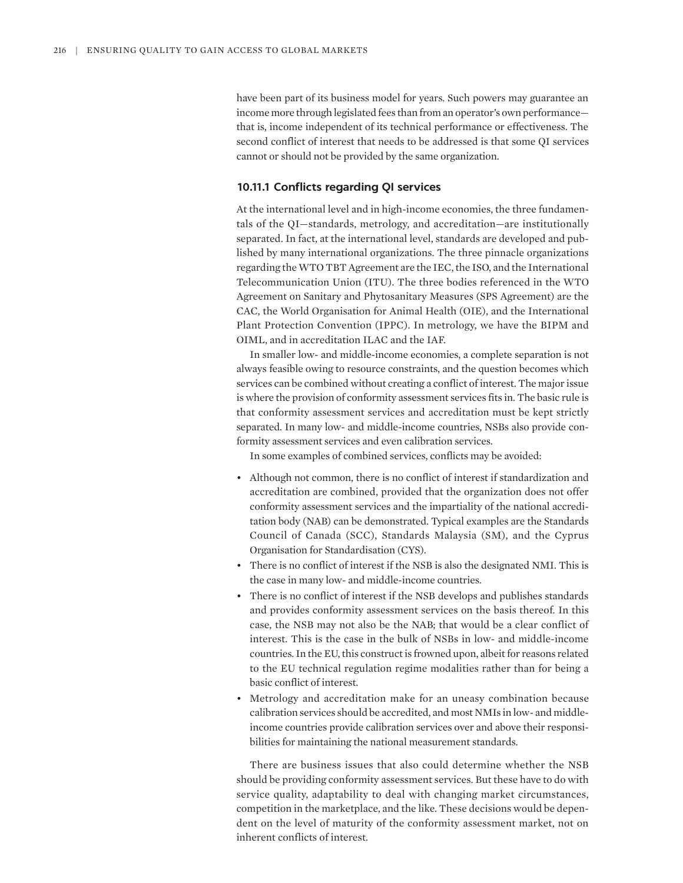have been part of its business model for years. Such powers may guarantee an income more through legislated fees than from an operator's own performance—that is, income independent of its technical performance or effectiveness. The second conflict of interest that needs to be addressed is that some QI services cannot or should not be provided by the same organization.

### 10.11.1 Conflicts regarding QI services

At the international level and in high-income economies, the three fundamentals of the QI—standards, metrology, and accreditation—are institutionally separated. In fact, at the international level, standards are developed and published by many international organizations. The three pinnacle organizations regarding the WTO TBT Agreement are the IEC, the ISO, and the International Telecommunication Union (ITU). The three bodies referenced in the WTO Agreement on Sanitary and Phytosanitary Measures (SPS Agreement) are the CAC, the World Organisation for Animal Health (OIE), and the International Plant Protection Convention (IPPC). In metrology, we have the BIPM and OIML, and in accreditation ILAC and the IAF.

In smaller low- and middle-income economies, a complete separation is not always feasible owing to resource constraints, and the question becomes which services can be combined without creating a conflict of interest. The major issue is where the provision of conformity assessment services fits in. The basic rule is that conformity assessment services and accreditation must be kept strictly separated. In many low- and middle-income countries, NSBs also provide conformity assessment services and even calibration services.

In some examples of combined services, conflicts may be avoided:

- Although not common, there is no conflict of interest if standardization and accreditation are combined, provided that the organization does not offer conformity assessment services and the impartiality of the national accreditation body (NAB) can be demonstrated. Typical examples are the Standards Council of Canada (SCC), Standards Malaysia (SM), and the Cyprus Organisation for Standardisation (CYS).
- There is no conflict of interest if the NSB is also the designated NMI. This is the case in many low- and middle-income countries.
- There is no conflict of interest if the NSB develops and publishes standards and provides conformity assessment services on the basis thereof. In this case, the NSB may not also be the NAB; that would be a clear conflict of interest. This is the case in the bulk of NSBs in low- and middle-income countries. In the EU, this construct is frowned upon, albeit for reasons related to the EU technical regulation regime modalities rather than for being a basic conflict of interest.
- Metrology and accreditation make for an uneasy combination because calibration services should be accredited, and most NMIs in low- and middle-income countries provide calibration services over and above their responsibilities for maintaining the national measurement standards.

There are business issues that also could determine whether the NSB should be providing conformity assessment services. But these have to do with service quality, adaptability to deal with changing market circumstances, competition in the marketplace, and the like. These decisions would be dependent on the level of maturity of the conformity assessment market, not on inherent conflicts of interest.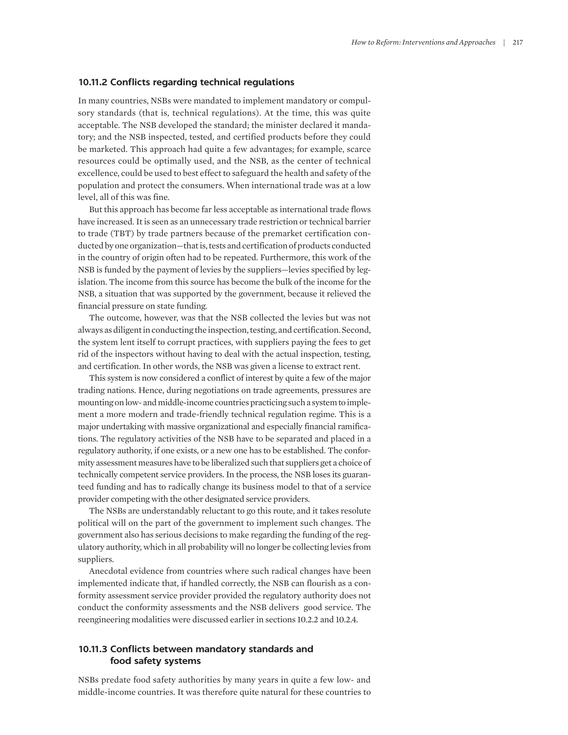### 10.11.2 Conflicts regarding technical regulations

In many countries, NSBs were mandated to implement mandatory or compulsory standards (that is, technical regulations). At the time, this was quite acceptable. The NSB developed the standard; the minister declared it mandatory; and the NSB inspected, tested, and certified products before they could be marketed. This approach had quite a few advantages; for example, scarce resources could be optimally used, and the NSB, as the center of technical excellence, could be used to best effect to safeguard the health and safety of the population and protect the consumers. When international trade was at a low level, all of this was fine.

But this approach has become far less acceptable as international trade flows have increased. It is seen as an unnecessary trade restriction or technical barrier to trade (TBT) by trade partners because of the premarket certification conducted by one organization—that is, tests and certification of products conducted in the country of origin often had to be repeated. Furthermore, this work of the NSB is funded by the payment of levies by the suppliers—levies specified by legislation. The income from this source has become the bulk of the income for the NSB, a situation that was supported by the government, because it relieved the financial pressure on state funding.

The outcome, however, was that the NSB collected the levies but was not always as diligent in conducting the inspection, testing, and certification. Second, the system lent itself to corrupt practices, with suppliers paying the fees to get rid of the inspectors without having to deal with the actual inspection, testing, and certification. In other words, the NSB was given a license to extract rent.

This system is now considered a conflict of interest by quite a few of the major trading nations. Hence, during negotiations on trade agreements, pressures are mounting on low- and middle-income countries practicing such a system to implement a more modern and trade-friendly technical regulation regime. This is a major undertaking with massive organizational and especially financial ramifications. The regulatory activities of the NSB have to be separated and placed in a regulatory authority, if one exists, or a new one has to be established. The conformity assessment measures have to be liberalized such that suppliers get a choice of technically competent service providers. In the process, the NSB loses its guaranteed funding and has to radically change its business model to that of a service provider competing with the other designated service providers.

The NSBs are understandably reluctant to go this route, and it takes resolute political will on the part of the government to implement such changes. The government also has serious decisions to make regarding the funding of the regulatory authority, which in all probability will no longer be collecting levies from suppliers.

Anecdotal evidence from countries where such radical changes have been implemented indicate that, if handled correctly, the NSB can flourish as a conformity assessment service provider provided the regulatory authority does not conduct the conformity assessments and the NSB delivers good service. The reengineering modalities were discussed earlier in sections 10.2.2 and 10.2.4.

### 10.11.3 Conflicts between mandatory standards and food safety systems

NSBs predate food safety authorities by many years in quite a few low- and middle-income countries. It was therefore quite natural for these countries to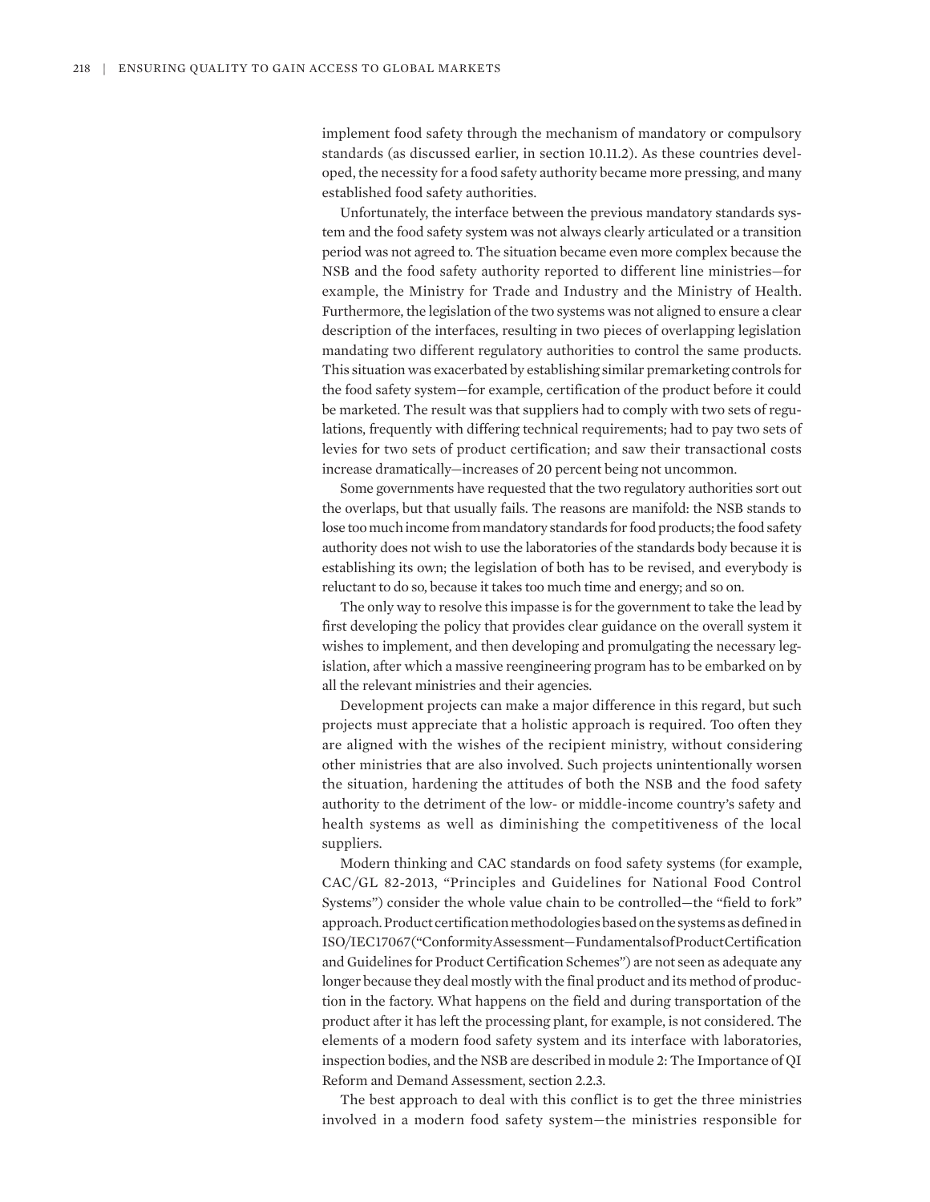implement food safety through the mechanism of mandatory or compulsory standards (as discussed earlier, in section 10.11.2). As these countries developed, the necessity for a food safety authority became more pressing, and many established food safety authorities.

Unfortunately, the interface between the previous mandatory standards system and the food safety system was not always clearly articulated or a transition period was not agreed to. The situation became even more complex because the NSB and the food safety authority reported to different line ministries—for example, the Ministry for Trade and Industry and the Ministry of Health. Furthermore, the legislation of the two systems was not aligned to ensure a clear description of the interfaces, resulting in two pieces of overlapping legislation mandating two different regulatory authorities to control the same products. This situation was exacerbated by establishing similar premarketing controls for the food safety system—for example, certification of the product before it could be marketed. The result was that suppliers had to comply with two sets of regulations, frequently with differing technical requirements; had to pay two sets of levies for two sets of product certification; and saw their transactional costs increase dramatically—increases of 20 percent being not uncommon.

Some governments have requested that the two regulatory authorities sort out the overlaps, but that usually fails. The reasons are manifold: the NSB stands to lose too much income from mandatory standards for food products; the food safety authority does not wish to use the laboratories of the standards body because it is establishing its own; the legislation of both has to be revised, and everybody is reluctant to do so, because it takes too much time and energy; and so on.

The only way to resolve this impasse is for the government to take the lead by first developing the policy that provides clear guidance on the overall system it wishes to implement, and then developing and promulgating the necessary legislation, after which a massive reengineering program has to be embarked on by all the relevant ministries and their agencies.

Development projects can make a major difference in this regard, but such projects must appreciate that a holistic approach is required. Too often they are aligned with the wishes of the recipient ministry, without considering other ministries that are also involved. Such projects unintentionally worsen the situation, hardening the attitudes of both the NSB and the food safety authority to the detriment of the low- or middle-income country's safety and health systems as well as diminishing the competitiveness of the local suppliers.

Modern thinking and CAC standards on food safety systems (for example, CAC/GL 82-2013, "Principles and Guidelines for National Food Control Systems") consider the whole value chain to be controlled—the "field to fork" approach. Product certification methodologies based on the systems as defined in ISO/IEC 17067 ("Conformity Assessment—Fundamentals of Product Certification and Guidelines for Product Certification Schemes") are not seen as adequate any longer because they deal mostly with the final product and its method of production in the factory. What happens on the field and during transportation of the product after it has left the processing plant, for example, is not considered. The elements of a modern food safety system and its interface with laboratories, inspection bodies, and the NSB are described in module 2: The Importance of QI Reform and Demand Assessment, section 2.2.3.

The best approach to deal with this conflict is to get the three ministries involved in a modern food safety system—the ministries responsible for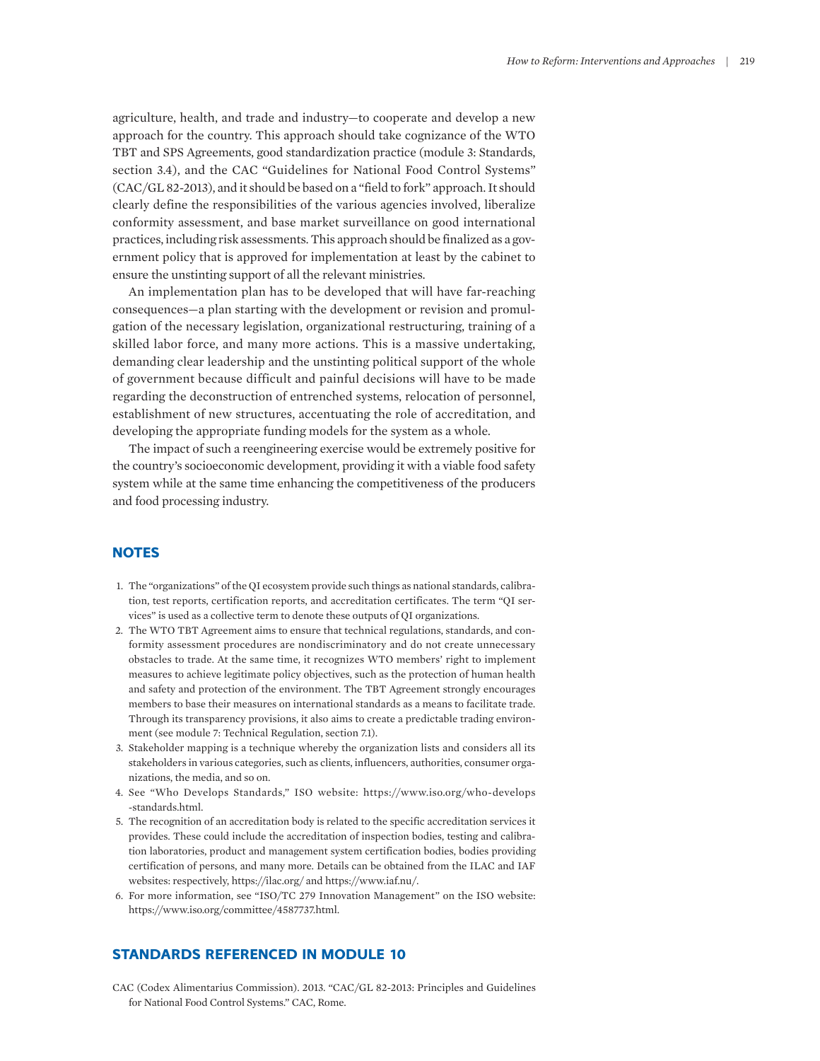agriculture, health, and trade and industry—to cooperate and develop a new approach for the country. This approach should take cognizance of the WTO TBT and SPS Agreements, good standardization practice (module 3: Standards, section 3.4), and the CAC "Guidelines for National Food Control Systems" (CAC/GL 82-2013), and it should be based on a "field to fork" approach. It should clearly define the responsibilities of the various agencies involved, liberalize conformity assessment, and base market surveillance on good international practices, including risk assessments. This approach should be finalized as a government policy that is approved for implementation at least by the cabinet to ensure the unstinting support of all the relevant ministries.

An implementation plan has to be developed that will have far-reaching consequences—a plan starting with the development or revision and promulgation of the necessary legislation, organizational restructuring, training of a skilled labor force, and many more actions. This is a massive undertaking, demanding clear leadership and the unstinting political support of the whole of government because difficult and painful decisions will have to be made regarding the deconstruction of entrenched systems, relocation of personnel, establishment of new structures, accentuating the role of accreditation, and developing the appropriate funding models for the system as a whole.

The impact of such a reengineering exercise would be extremely positive for the country's socioeconomic development, providing it with a viable food safety system while at the same time enhancing the competitiveness of the producers and food processing industry.

## NOTES

1. The "organizations" of the QI ecosystem provide such things as national standards, calibration, test reports, certification reports, and accreditation certificates. The term "QI services" is used as a collective term to denote these outputs of QI organizations.
2. The WTO TBT Agreement aims to ensure that technical regulations, standards, and conformity assessment procedures are nondiscriminatory and do not create unnecessary obstacles to trade. At the same time, it recognizes WTO members' right to implement measures to achieve legitimate policy objectives, such as the protection of human health and safety and protection of the environment. The TBT Agreement strongly encourages members to base their measures on international standards as a means to facilitate trade. Through its transparency provisions, it also aims to create a predictable trading environment (see module 7: Technical Regulation, section 7.1).
3. Stakeholder mapping is a technique whereby the organization lists and considers all its stakeholders in various categories, such as clients, influencers, authorities, consumer organizations, the media, and so on.
4. See "Who Develops Standards," ISO website: https://www.iso.org/who-develops-standards.html.
5. The recognition of an accreditation body is related to the specific accreditation services it provides. These could include the accreditation of inspection bodies, testing and calibration laboratories, product and management system certification bodies, bodies providing certification of persons, and many more. Details can be obtained from the ILAC and IAF websites: respectively, https://ilac.org/ and https://www.iaf.nu/.
6. For more information, see "ISO/TC 279 Innovation Management" on the ISO website: https://www.iso.org/committee/4587737.html.

## STANDARDS REFERENCED IN MODULE 10

CAC (Codex Alimentarius Commission). 2013. "CAC/GL 82-2013: Principles and Guidelines for National Food Control Systems." CAC, Rome.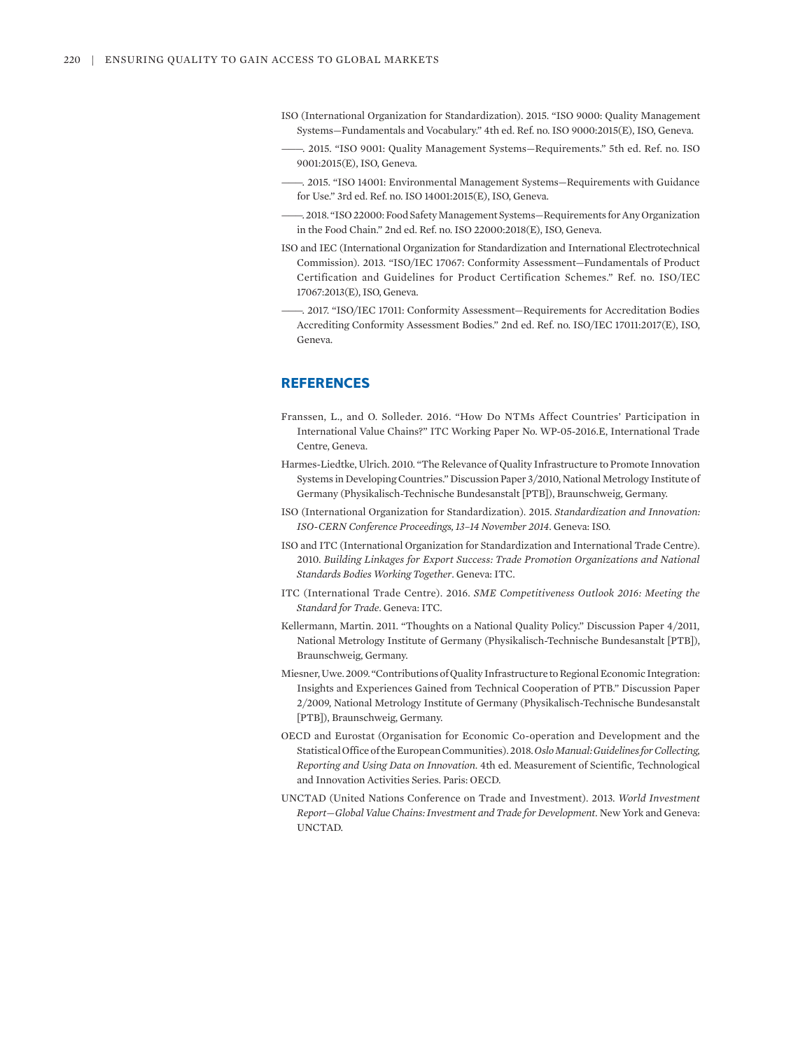ISO (International Organization for Standardization). 2015. "ISO 9000: Quality Management Systems—Fundamentals and Vocabulary." 4th ed. Ref. no. ISO 9000:2015(E), ISO, Geneva.

———. 2015. "ISO 9001: Quality Management Systems—Requirements." 5th ed. Ref. no. ISO 9001:2015(E), ISO, Geneva.

———. 2015. "ISO 14001: Environmental Management Systems—Requirements with Guidance for Use." 3rd ed. Ref. no. ISO 14001:2015(E), ISO, Geneva.

———. 2018. "ISO 22000: Food Safety Management Systems—Requirements for Any Organization in the Food Chain." 2nd ed. Ref. no. ISO 22000:2018(E), ISO, Geneva.

ISO and IEC (International Organization for Standardization and International Electrotechnical Commission). 2013. "ISO/IEC 17067: Conformity Assessment—Fundamentals of Product Certification and Guidelines for Product Certification Schemes." Ref. no. ISO/IEC 17067:2013(E), ISO, Geneva.

———. 2017. "ISO/IEC 17011: Conformity Assessment—Requirements for Accreditation Bodies Accrediting Conformity Assessment Bodies." 2nd ed. Ref. no. ISO/IEC 17011:2017(E), ISO, Geneva.

## REFERENCES

Franssen, L., and O. Solleder. 2016. "How Do NTMs Affect Countries' Participation in International Value Chains?" ITC Working Paper No. WP-05-2016.E, International Trade Centre, Geneva.

Harmes-Liedtke, Ulrich. 2010. "The Relevance of Quality Infrastructure to Promote Innovation Systems in Developing Countries." Discussion Paper 3/2010, National Metrology Institute of Germany (Physikalisch-Technische Bundesanstalt [PTB]), Braunschweig, Germany.

ISO (International Organization for Standardization). 2015. *Standardization and Innovation: ISO-CERN Conference Proceedings, 13–14 November 2014*. Geneva: ISO.

ISO and ITC (International Organization for Standardization and International Trade Centre). 2010. *Building Linkages for Export Success: Trade Promotion Organizations and National Standards Bodies Working Together*. Geneva: ITC.

ITC (International Trade Centre). 2016. *SME Competitiveness Outlook 2016: Meeting the Standard for Trade*. Geneva: ITC.

Kellermann, Martin. 2011. "Thoughts on a National Quality Policy." Discussion Paper 4/2011, National Metrology Institute of Germany (Physikalisch-Technische Bundesanstalt [PTB]), Braunschweig, Germany.

Miesner, Uwe. 2009. "Contributions of Quality Infrastructure to Regional Economic Integration: Insights and Experiences Gained from Technical Cooperation of PTB." Discussion Paper 2/2009, National Metrology Institute of Germany (Physikalisch-Technische Bundesanstalt [PTB]), Braunschweig, Germany.

OECD and Eurostat (Organisation for Economic Co-operation and Development and the Statistical Office of the European Communities). 2018. *Oslo Manual: Guidelines for Collecting, Reporting and Using Data on Innovation*. 4th ed. Measurement of Scientific, Technological and Innovation Activities Series. Paris: OECD.

UNCTAD (United Nations Conference on Trade and Investment). 2013. *World Investment Report—Global Value Chains: Investment and Trade for Development*. New York and Geneva: UNCTAD.